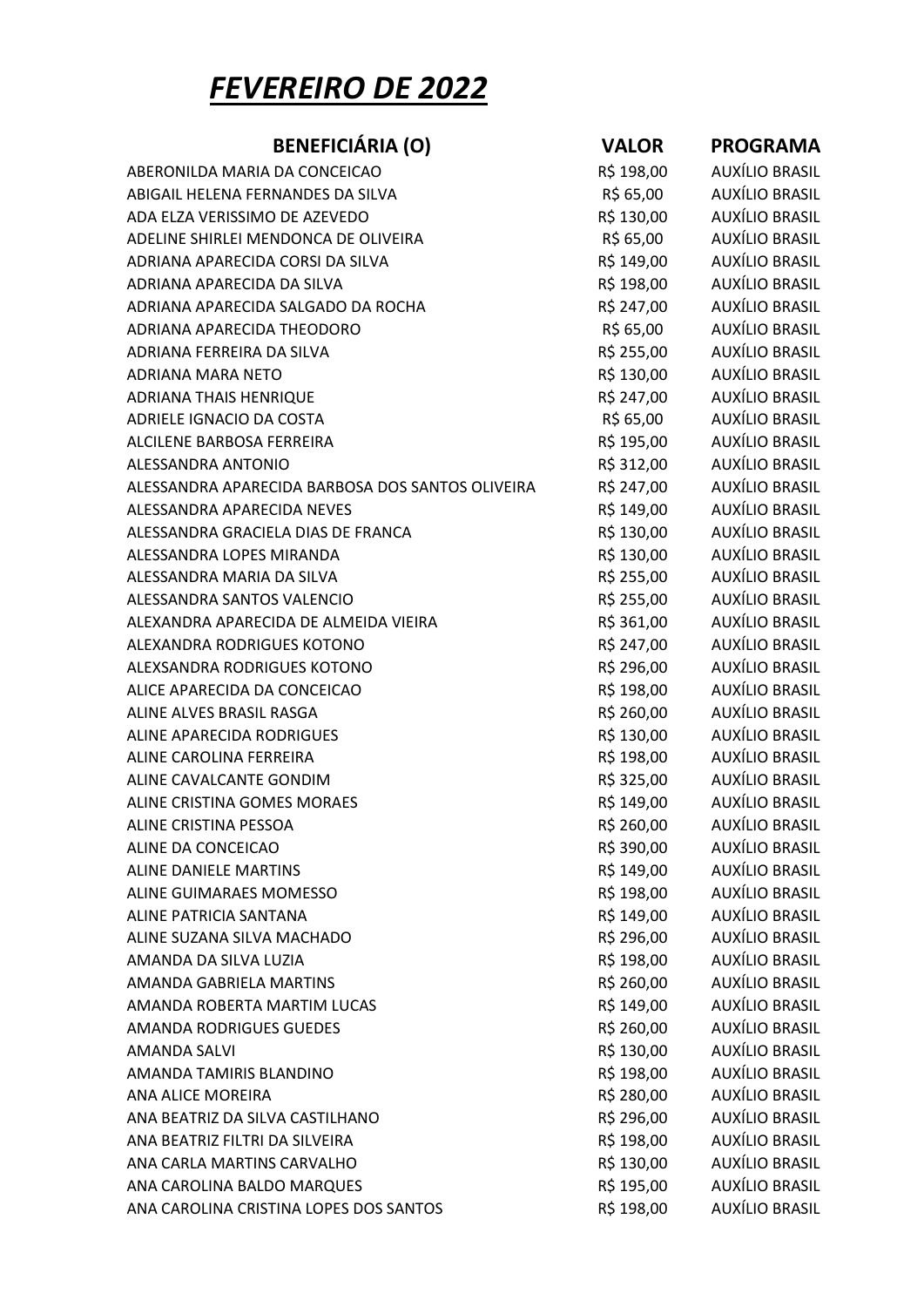# *FEVEREIRO DE 2022*

| BENEFICIÁRIA (O) | VALOR | PROGRAMA |
|---|---|---|
| ABERONILDA MARIA DA CONCEICAO | R$ 198,00 | AUXÍLIO BRASIL |
| ABIGAIL HELENA FERNANDES DA SILVA | R$ 65,00 | AUXÍLIO BRASIL |
| ADA ELZA VERISSIMO DE AZEVEDO | R$ 130,00 | AUXÍLIO BRASIL |
| ADELINE SHIRLEI MENDONCA DE OLIVEIRA | R$ 65,00 | AUXÍLIO BRASIL |
| ADRIANA APARECIDA CORSI DA SILVA | R$ 149,00 | AUXÍLIO BRASIL |
| ADRIANA APARECIDA DA SILVA | R$ 198,00 | AUXÍLIO BRASIL |
| ADRIANA APARECIDA SALGADO DA ROCHA | R$ 247,00 | AUXÍLIO BRASIL |
| ADRIANA APARECIDA THEODORO | R$ 65,00 | AUXÍLIO BRASIL |
| ADRIANA FERREIRA DA SILVA | R$ 255,00 | AUXÍLIO BRASIL |
| ADRIANA MARA NETO | R$ 130,00 | AUXÍLIO BRASIL |
| ADRIANA THAIS HENRIQUE | R$ 247,00 | AUXÍLIO BRASIL |
| ADRIELE IGNACIO DA COSTA | R$ 65,00 | AUXÍLIO BRASIL |
| ALCILENE BARBOSA FERREIRA | R$ 195,00 | AUXÍLIO BRASIL |
| ALESSANDRA ANTONIO | R$ 312,00 | AUXÍLIO BRASIL |
| ALESSANDRA APARECIDA BARBOSA DOS SANTOS OLIVEIRA | R$ 247,00 | AUXÍLIO BRASIL |
| ALESSANDRA APARECIDA NEVES | R$ 149,00 | AUXÍLIO BRASIL |
| ALESSANDRA GRACIELA DIAS DE FRANCA | R$ 130,00 | AUXÍLIO BRASIL |
| ALESSANDRA LOPES MIRANDA | R$ 130,00 | AUXÍLIO BRASIL |
| ALESSANDRA MARIA DA SILVA | R$ 255,00 | AUXÍLIO BRASIL |
| ALESSANDRA SANTOS VALENCIO | R$ 255,00 | AUXÍLIO BRASIL |
| ALEXANDRA APARECIDA DE ALMEIDA VIEIRA | R$ 361,00 | AUXÍLIO BRASIL |
| ALEXANDRA RODRIGUES KOTONO | R$ 247,00 | AUXÍLIO BRASIL |
| ALEXSANDRA RODRIGUES KOTONO | R$ 296,00 | AUXÍLIO BRASIL |
| ALICE APARECIDA DA CONCEICAO | R$ 198,00 | AUXÍLIO BRASIL |
| ALINE ALVES BRASIL RASGA | R$ 260,00 | AUXÍLIO BRASIL |
| ALINE APARECIDA RODRIGUES | R$ 130,00 | AUXÍLIO BRASIL |
| ALINE CAROLINA FERREIRA | R$ 198,00 | AUXÍLIO BRASIL |
| ALINE CAVALCANTE GONDIM | R$ 325,00 | AUXÍLIO BRASIL |
| ALINE CRISTINA GOMES MORAES | R$ 149,00 | AUXÍLIO BRASIL |
| ALINE CRISTINA PESSOA | R$ 260,00 | AUXÍLIO BRASIL |
| ALINE DA CONCEICAO | R$ 390,00 | AUXÍLIO BRASIL |
| ALINE DANIELE MARTINS | R$ 149,00 | AUXÍLIO BRASIL |
| ALINE GUIMARAES MOMESSO | R$ 198,00 | AUXÍLIO BRASIL |
| ALINE PATRICIA SANTANA | R$ 149,00 | AUXÍLIO BRASIL |
| ALINE SUZANA SILVA MACHADO | R$ 296,00 | AUXÍLIO BRASIL |
| AMANDA DA SILVA LUZIA | R$ 198,00 | AUXÍLIO BRASIL |
| AMANDA GABRIELA MARTINS | R$ 260,00 | AUXÍLIO BRASIL |
| AMANDA ROBERTA MARTIM LUCAS | R$ 149,00 | AUXÍLIO BRASIL |
| AMANDA RODRIGUES GUEDES | R$ 260,00 | AUXÍLIO BRASIL |
| AMANDA SALVI | R$ 130,00 | AUXÍLIO BRASIL |
| AMANDA TAMIRIS BLANDINO | R$ 198,00 | AUXÍLIO BRASIL |
| ANA ALICE MOREIRA | R$ 280,00 | AUXÍLIO BRASIL |
| ANA BEATRIZ DA SILVA CASTILHANO | R$ 296,00 | AUXÍLIO BRASIL |
| ANA BEATRIZ FILTRI DA SILVEIRA | R$ 198,00 | AUXÍLIO BRASIL |
| ANA CARLA MARTINS CARVALHO | R$ 130,00 | AUXÍLIO BRASIL |
| ANA CAROLINA BALDO MARQUES | R$ 195,00 | AUXÍLIO BRASIL |
| ANA CAROLINA CRISTINA LOPES DOS SANTOS | R$ 198,00 | AUXÍLIO BRASIL |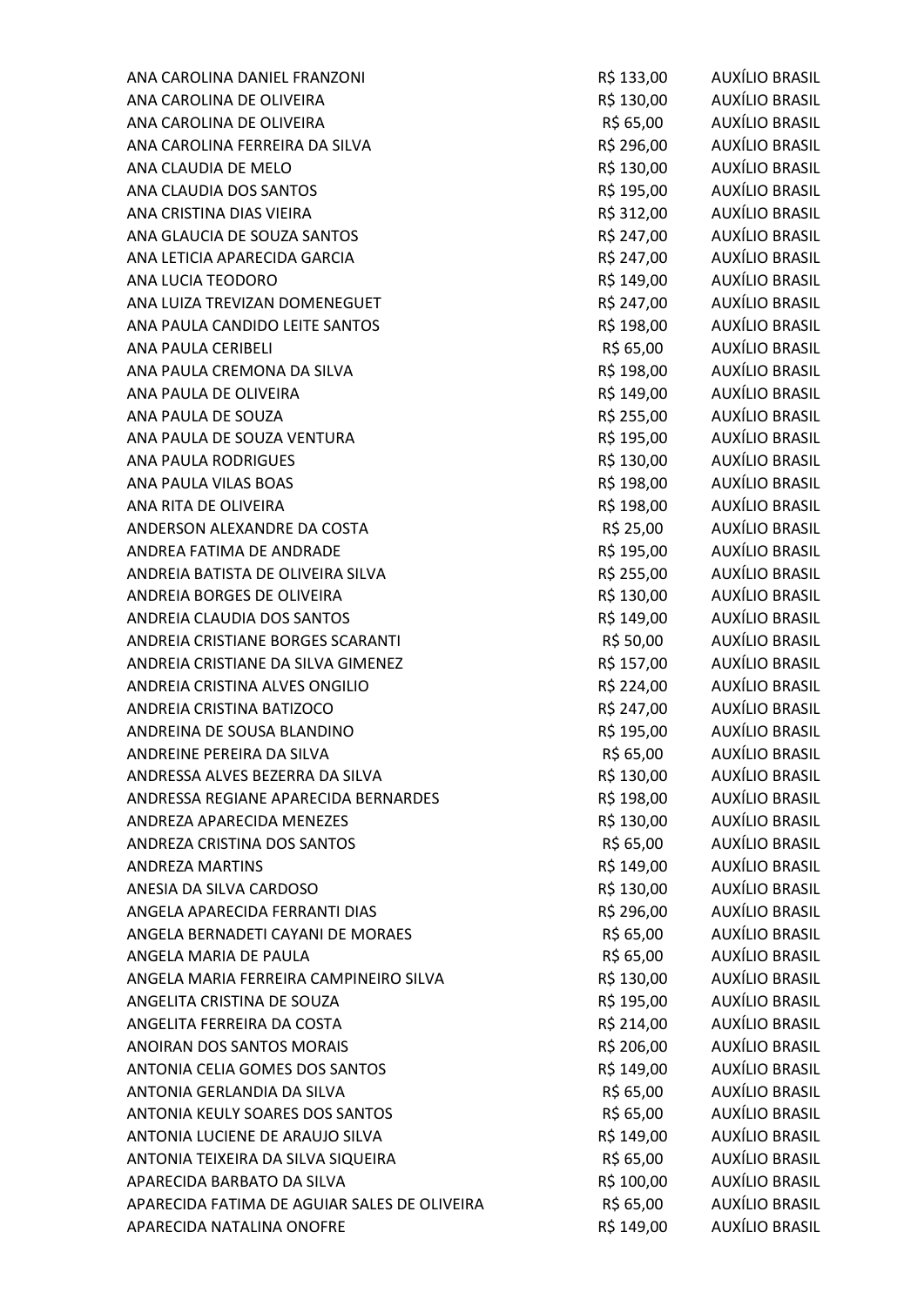| | | |
|---|---|---|
| ANA CAROLINA DANIEL FRANZONI | R$ 133,00 | AUXÍLIO BRASIL |
| ANA CAROLINA DE OLIVEIRA | R$ 130,00 | AUXÍLIO BRASIL |
| ANA CAROLINA DE OLIVEIRA | R$ 65,00 | AUXÍLIO BRASIL |
| ANA CAROLINA FERREIRA DA SILVA | R$ 296,00 | AUXÍLIO BRASIL |
| ANA CLAUDIA DE MELO | R$ 130,00 | AUXÍLIO BRASIL |
| ANA CLAUDIA DOS SANTOS | R$ 195,00 | AUXÍLIO BRASIL |
| ANA CRISTINA DIAS VIEIRA | R$ 312,00 | AUXÍLIO BRASIL |
| ANA GLAUCIA DE SOUZA SANTOS | R$ 247,00 | AUXÍLIO BRASIL |
| ANA LETICIA APARECIDA GARCIA | R$ 247,00 | AUXÍLIO BRASIL |
| ANA LUCIA TEODORO | R$ 149,00 | AUXÍLIO BRASIL |
| ANA LUIZA TREVIZAN DOMENEGUET | R$ 247,00 | AUXÍLIO BRASIL |
| ANA PAULA CANDIDO LEITE SANTOS | R$ 198,00 | AUXÍLIO BRASIL |
| ANA PAULA CERIBELI | R$ 65,00 | AUXÍLIO BRASIL |
| ANA PAULA CREMONA DA SILVA | R$ 198,00 | AUXÍLIO BRASIL |
| ANA PAULA DE OLIVEIRA | R$ 149,00 | AUXÍLIO BRASIL |
| ANA PAULA DE SOUZA | R$ 255,00 | AUXÍLIO BRASIL |
| ANA PAULA DE SOUZA VENTURA | R$ 195,00 | AUXÍLIO BRASIL |
| ANA PAULA RODRIGUES | R$ 130,00 | AUXÍLIO BRASIL |
| ANA PAULA VILAS BOAS | R$ 198,00 | AUXÍLIO BRASIL |
| ANA RITA DE OLIVEIRA | R$ 198,00 | AUXÍLIO BRASIL |
| ANDERSON ALEXANDRE DA COSTA | R$ 25,00 | AUXÍLIO BRASIL |
| ANDREA FATIMA DE ANDRADE | R$ 195,00 | AUXÍLIO BRASIL |
| ANDREIA BATISTA DE OLIVEIRA SILVA | R$ 255,00 | AUXÍLIO BRASIL |
| ANDREIA BORGES DE OLIVEIRA | R$ 130,00 | AUXÍLIO BRASIL |
| ANDREIA CLAUDIA DOS SANTOS | R$ 149,00 | AUXÍLIO BRASIL |
| ANDREIA CRISTIANE BORGES SCARANTI | R$ 50,00 | AUXÍLIO BRASIL |
| ANDREIA CRISTIANE DA SILVA GIMENEZ | R$ 157,00 | AUXÍLIO BRASIL |
| ANDREIA CRISTINA ALVES ONGILIO | R$ 224,00 | AUXÍLIO BRASIL |
| ANDREIA CRISTINA BATIZOCO | R$ 247,00 | AUXÍLIO BRASIL |
| ANDREINA DE SOUSA BLANDINO | R$ 195,00 | AUXÍLIO BRASIL |
| ANDREINE PEREIRA DA SILVA | R$ 65,00 | AUXÍLIO BRASIL |
| ANDRESSA ALVES BEZERRA DA SILVA | R$ 130,00 | AUXÍLIO BRASIL |
| ANDRESSA REGIANE APARECIDA BERNARDES | R$ 198,00 | AUXÍLIO BRASIL |
| ANDREZA APARECIDA MENEZES | R$ 130,00 | AUXÍLIO BRASIL |
| ANDREZA CRISTINA DOS SANTOS | R$ 65,00 | AUXÍLIO BRASIL |
| ANDREZA MARTINS | R$ 149,00 | AUXÍLIO BRASIL |
| ANESIA DA SILVA CARDOSO | R$ 130,00 | AUXÍLIO BRASIL |
| ANGELA APARECIDA FERRANTI DIAS | R$ 296,00 | AUXÍLIO BRASIL |
| ANGELA BERNADETI CAYANI DE MORAES | R$ 65,00 | AUXÍLIO BRASIL |
| ANGELA MARIA DE PAULA | R$ 65,00 | AUXÍLIO BRASIL |
| ANGELA MARIA FERREIRA CAMPINEIRO SILVA | R$ 130,00 | AUXÍLIO BRASIL |
| ANGELITA CRISTINA DE SOUZA | R$ 195,00 | AUXÍLIO BRASIL |
| ANGELITA FERREIRA DA COSTA | R$ 214,00 | AUXÍLIO BRASIL |
| ANOIRAN DOS SANTOS MORAIS | R$ 206,00 | AUXÍLIO BRASIL |
| ANTONIA CELIA GOMES DOS SANTOS | R$ 149,00 | AUXÍLIO BRASIL |
| ANTONIA GERLANDIA DA SILVA | R$ 65,00 | AUXÍLIO BRASIL |
| ANTONIA KEULY SOARES DOS SANTOS | R$ 65,00 | AUXÍLIO BRASIL |
| ANTONIA LUCIENE DE ARAUJO SILVA | R$ 149,00 | AUXÍLIO BRASIL |
| ANTONIA TEIXEIRA DA SILVA SIQUEIRA | R$ 65,00 | AUXÍLIO BRASIL |
| APARECIDA BARBATO DA SILVA | R$ 100,00 | AUXÍLIO BRASIL |
| APARECIDA FATIMA DE AGUIAR SALES DE OLIVEIRA | R$ 65,00 | AUXÍLIO BRASIL |
| APARECIDA NATALINA ONOFRE | R$ 149,00 | AUXÍLIO BRASIL |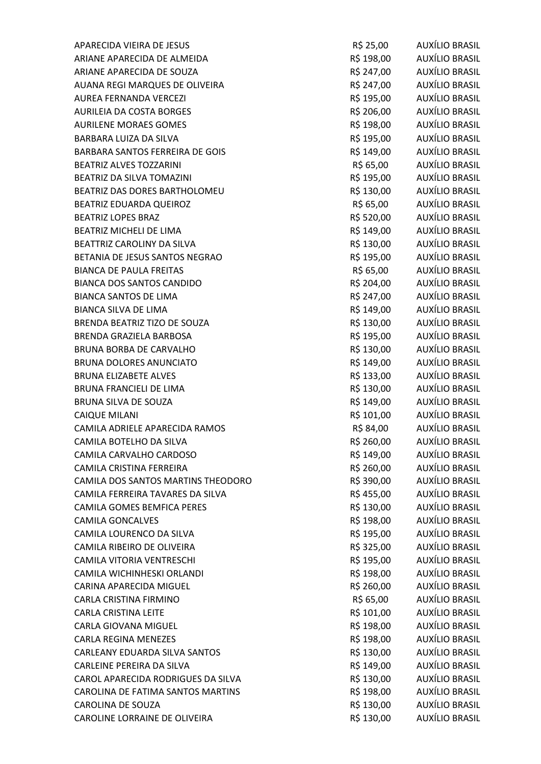| | | |
|---|---|---|
| APARECIDA VIEIRA DE JESUS | R$ 25,00 | AUXÍLIO BRASIL |
| ARIANE APARECIDA DE ALMEIDA | R$ 198,00 | AUXÍLIO BRASIL |
| ARIANE APARECIDA DE SOUZA | R$ 247,00 | AUXÍLIO BRASIL |
| AUANA REGI MARQUES DE OLIVEIRA | R$ 247,00 | AUXÍLIO BRASIL |
| AUREA FERNANDA VERCEZI | R$ 195,00 | AUXÍLIO BRASIL |
| AURILEIA DA COSTA BORGES | R$ 206,00 | AUXÍLIO BRASIL |
| AURILENE MORAES GOMES | R$ 198,00 | AUXÍLIO BRASIL |
| BARBARA LUIZA DA SILVA | R$ 195,00 | AUXÍLIO BRASIL |
| BARBARA SANTOS FERREIRA DE GOIS | R$ 149,00 | AUXÍLIO BRASIL |
| BEATRIZ ALVES TOZZARINI | R$ 65,00 | AUXÍLIO BRASIL |
| BEATRIZ DA SILVA TOMAZINI | R$ 195,00 | AUXÍLIO BRASIL |
| BEATRIZ DAS DORES BARTHOLOMEU | R$ 130,00 | AUXÍLIO BRASIL |
| BEATRIZ EDUARDA QUEIROZ | R$ 65,00 | AUXÍLIO BRASIL |
| BEATRIZ LOPES BRAZ | R$ 520,00 | AUXÍLIO BRASIL |
| BEATRIZ MICHELI DE LIMA | R$ 149,00 | AUXÍLIO BRASIL |
| BEATTRIZ CAROLINY DA SILVA | R$ 130,00 | AUXÍLIO BRASIL |
| BETANIA DE JESUS SANTOS NEGRAO | R$ 195,00 | AUXÍLIO BRASIL |
| BIANCA DE PAULA FREITAS | R$ 65,00 | AUXÍLIO BRASIL |
| BIANCA DOS SANTOS CANDIDO | R$ 204,00 | AUXÍLIO BRASIL |
| BIANCA SANTOS DE LIMA | R$ 247,00 | AUXÍLIO BRASIL |
| BIANCA SILVA DE LIMA | R$ 149,00 | AUXÍLIO BRASIL |
| BRENDA BEATRIZ TIZO DE SOUZA | R$ 130,00 | AUXÍLIO BRASIL |
| BRENDA GRAZIELA BARBOSA | R$ 195,00 | AUXÍLIO BRASIL |
| BRUNA BORBA DE CARVALHO | R$ 130,00 | AUXÍLIO BRASIL |
| BRUNA DOLORES ANUNCIATO | R$ 149,00 | AUXÍLIO BRASIL |
| BRUNA ELIZABETE ALVES | R$ 133,00 | AUXÍLIO BRASIL |
| BRUNA FRANCIELI DE LIMA | R$ 130,00 | AUXÍLIO BRASIL |
| BRUNA SILVA DE SOUZA | R$ 149,00 | AUXÍLIO BRASIL |
| CAIQUE MILANI | R$ 101,00 | AUXÍLIO BRASIL |
| CAMILA ADRIELE APARECIDA RAMOS | R$ 84,00 | AUXÍLIO BRASIL |
| CAMILA BOTELHO DA SILVA | R$ 260,00 | AUXÍLIO BRASIL |
| CAMILA CARVALHO CARDOSO | R$ 149,00 | AUXÍLIO BRASIL |
| CAMILA CRISTINA FERREIRA | R$ 260,00 | AUXÍLIO BRASIL |
| CAMILA DOS SANTOS MARTINS THEODORO | R$ 390,00 | AUXÍLIO BRASIL |
| CAMILA FERREIRA TAVARES DA SILVA | R$ 455,00 | AUXÍLIO BRASIL |
| CAMILA GOMES BEMFICA PERES | R$ 130,00 | AUXÍLIO BRASIL |
| CAMILA GONCALVES | R$ 198,00 | AUXÍLIO BRASIL |
| CAMILA LOURENCO DA SILVA | R$ 195,00 | AUXÍLIO BRASIL |
| CAMILA RIBEIRO DE OLIVEIRA | R$ 325,00 | AUXÍLIO BRASIL |
| CAMILA VITORIA VENTRESCHI | R$ 195,00 | AUXÍLIO BRASIL |
| CAMILA WICHINHESKI ORLANDI | R$ 198,00 | AUXÍLIO BRASIL |
| CARINA APARECIDA MIGUEL | R$ 260,00 | AUXÍLIO BRASIL |
| CARLA CRISTINA FIRMINO | R$ 65,00 | AUXÍLIO BRASIL |
| CARLA CRISTINA LEITE | R$ 101,00 | AUXÍLIO BRASIL |
| CARLA GIOVANA MIGUEL | R$ 198,00 | AUXÍLIO BRASIL |
| CARLA REGINA MENEZES | R$ 198,00 | AUXÍLIO BRASIL |
| CARLEANY EDUARDA SILVA SANTOS | R$ 130,00 | AUXÍLIO BRASIL |
| CARLEINE PEREIRA DA SILVA | R$ 149,00 | AUXÍLIO BRASIL |
| CAROL APARECIDA RODRIGUES DA SILVA | R$ 130,00 | AUXÍLIO BRASIL |
| CAROLINA DE FATIMA SANTOS MARTINS | R$ 198,00 | AUXÍLIO BRASIL |
| CAROLINA DE SOUZA | R$ 130,00 | AUXÍLIO BRASIL |
| CAROLINE LORRAINE DE OLIVEIRA | R$ 130,00 | AUXÍLIO BRASIL |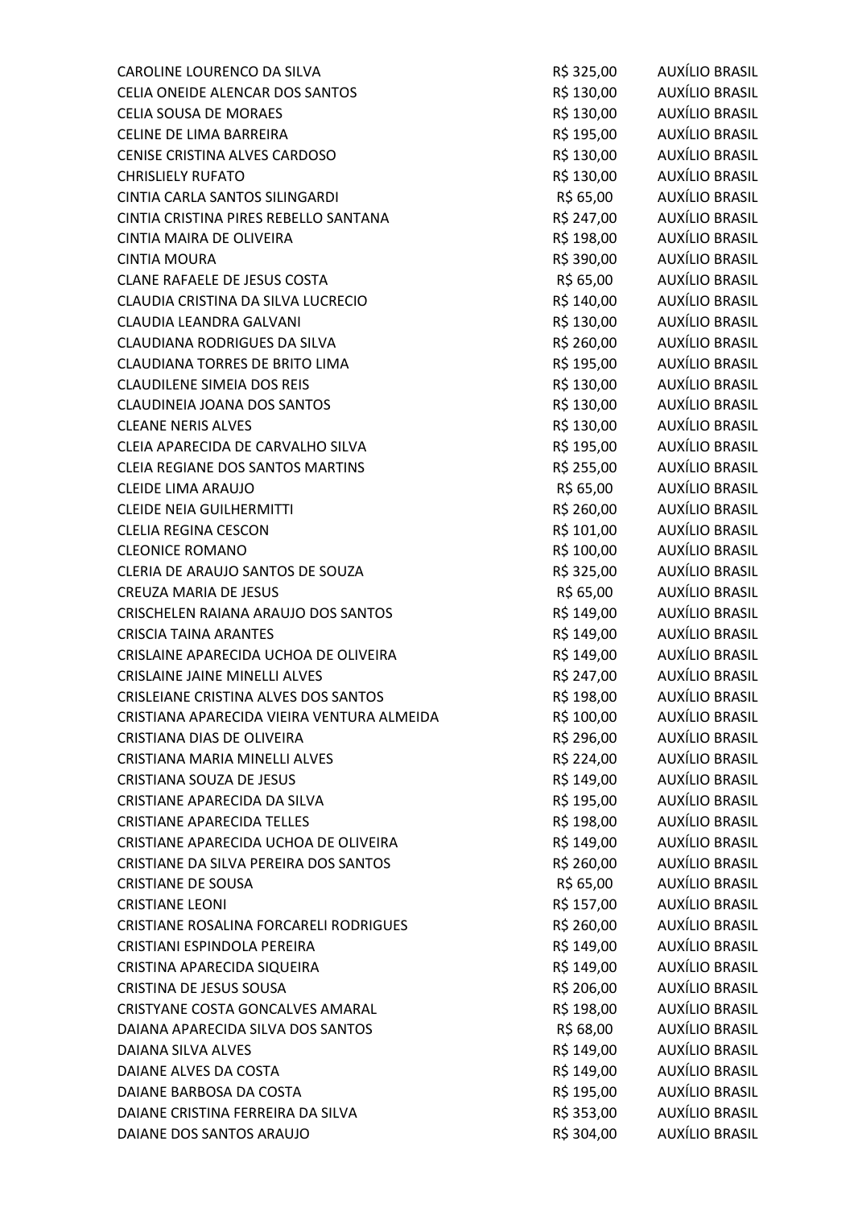| | | |
|---|---|---|
| CAROLINE LOURENCO DA SILVA | R$ 325,00 | AUXÍLIO BRASIL |
| CELIA ONEIDE ALENCAR DOS SANTOS | R$ 130,00 | AUXÍLIO BRASIL |
| CELIA SOUSA DE MORAES | R$ 130,00 | AUXÍLIO BRASIL |
| CELINE DE LIMA BARREIRA | R$ 195,00 | AUXÍLIO BRASIL |
| CENISE CRISTINA ALVES CARDOSO | R$ 130,00 | AUXÍLIO BRASIL |
| CHRISLIELY RUFATO | R$ 130,00 | AUXÍLIO BRASIL |
| CINTIA CARLA SANTOS SILINGARDI | R$ 65,00 | AUXÍLIO BRASIL |
| CINTIA CRISTINA PIRES REBELLO SANTANA | R$ 247,00 | AUXÍLIO BRASIL |
| CINTIA MAIRA DE OLIVEIRA | R$ 198,00 | AUXÍLIO BRASIL |
| CINTIA MOURA | R$ 390,00 | AUXÍLIO BRASIL |
| CLANE RAFAELE DE JESUS COSTA | R$ 65,00 | AUXÍLIO BRASIL |
| CLAUDIA CRISTINA DA SILVA LUCRECIO | R$ 140,00 | AUXÍLIO BRASIL |
| CLAUDIA LEANDRA GALVANI | R$ 130,00 | AUXÍLIO BRASIL |
| CLAUDIANA RODRIGUES DA SILVA | R$ 260,00 | AUXÍLIO BRASIL |
| CLAUDIANA TORRES DE BRITO LIMA | R$ 195,00 | AUXÍLIO BRASIL |
| CLAUDILENE SIMEIA DOS REIS | R$ 130,00 | AUXÍLIO BRASIL |
| CLAUDINEIA JOANA DOS SANTOS | R$ 130,00 | AUXÍLIO BRASIL |
| CLEANE NERIS ALVES | R$ 130,00 | AUXÍLIO BRASIL |
| CLEIA APARECIDA DE CARVALHO SILVA | R$ 195,00 | AUXÍLIO BRASIL |
| CLEIA REGIANE DOS SANTOS MARTINS | R$ 255,00 | AUXÍLIO BRASIL |
| CLEIDE LIMA ARAUJO | R$ 65,00 | AUXÍLIO BRASIL |
| CLEIDE NEIA GUILHERMITTI | R$ 260,00 | AUXÍLIO BRASIL |
| CLELIA REGINA CESCON | R$ 101,00 | AUXÍLIO BRASIL |
| CLEONICE ROMANO | R$ 100,00 | AUXÍLIO BRASIL |
| CLERIA DE ARAUJO SANTOS DE SOUZA | R$ 325,00 | AUXÍLIO BRASIL |
| CREUZA MARIA DE JESUS | R$ 65,00 | AUXÍLIO BRASIL |
| CRISCHELEN RAIANA ARAUJO DOS SANTOS | R$ 149,00 | AUXÍLIO BRASIL |
| CRISCIA TAINA ARANTES | R$ 149,00 | AUXÍLIO BRASIL |
| CRISLAINE APARECIDA UCHOA DE OLIVEIRA | R$ 149,00 | AUXÍLIO BRASIL |
| CRISLAINE JAINE MINELLI ALVES | R$ 247,00 | AUXÍLIO BRASIL |
| CRISLEIANE CRISTINA ALVES DOS SANTOS | R$ 198,00 | AUXÍLIO BRASIL |
| CRISTIANA APARECIDA VIEIRA VENTURA ALMEIDA | R$ 100,00 | AUXÍLIO BRASIL |
| CRISTIANA DIAS DE OLIVEIRA | R$ 296,00 | AUXÍLIO BRASIL |
| CRISTIANA MARIA MINELLI ALVES | R$ 224,00 | AUXÍLIO BRASIL |
| CRISTIANA SOUZA DE JESUS | R$ 149,00 | AUXÍLIO BRASIL |
| CRISTIANE APARECIDA DA SILVA | R$ 195,00 | AUXÍLIO BRASIL |
| CRISTIANE APARECIDA TELLES | R$ 198,00 | AUXÍLIO BRASIL |
| CRISTIANE APARECIDA UCHOA DE OLIVEIRA | R$ 149,00 | AUXÍLIO BRASIL |
| CRISTIANE DA SILVA PEREIRA DOS SANTOS | R$ 260,00 | AUXÍLIO BRASIL |
| CRISTIANE DE SOUSA | R$ 65,00 | AUXÍLIO BRASIL |
| CRISTIANE LEONI | R$ 157,00 | AUXÍLIO BRASIL |
| CRISTIANE ROSALINA FORCARELI RODRIGUES | R$ 260,00 | AUXÍLIO BRASIL |
| CRISTIANI ESPINDOLA PEREIRA | R$ 149,00 | AUXÍLIO BRASIL |
| CRISTINA APARECIDA SIQUEIRA | R$ 149,00 | AUXÍLIO BRASIL |
| CRISTINA DE JESUS SOUSA | R$ 206,00 | AUXÍLIO BRASIL |
| CRISTYANE COSTA GONCALVES AMARAL | R$ 198,00 | AUXÍLIO BRASIL |
| DAIANA APARECIDA SILVA DOS SANTOS | R$ 68,00 | AUXÍLIO BRASIL |
| DAIANA SILVA ALVES | R$ 149,00 | AUXÍLIO BRASIL |
| DAIANE ALVES DA COSTA | R$ 149,00 | AUXÍLIO BRASIL |
| DAIANE BARBOSA DA COSTA | R$ 195,00 | AUXÍLIO BRASIL |
| DAIANE CRISTINA FERREIRA DA SILVA | R$ 353,00 | AUXÍLIO BRASIL |
| DAIANE DOS SANTOS ARAUJO | R$ 304,00 | AUXÍLIO BRASIL |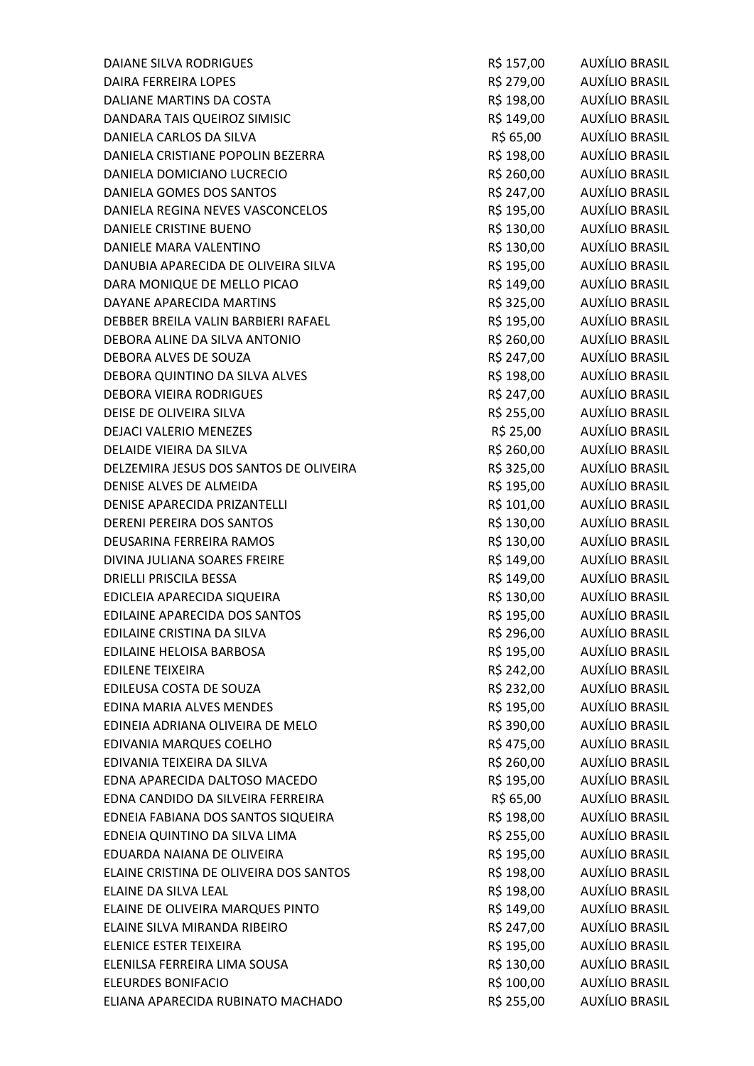| | | |
|---|---|---|
| DAIANE SILVA RODRIGUES | R$ 157,00 | AUXÍLIO BRASIL |
| DAIRA FERREIRA LOPES | R$ 279,00 | AUXÍLIO BRASIL |
| DALIANE MARTINS DA COSTA | R$ 198,00 | AUXÍLIO BRASIL |
| DANDARA TAIS QUEIROZ SIMISIC | R$ 149,00 | AUXÍLIO BRASIL |
| DANIELA CARLOS DA SILVA | R$ 65,00 | AUXÍLIO BRASIL |
| DANIELA CRISTIANE POPOLIN BEZERRA | R$ 198,00 | AUXÍLIO BRASIL |
| DANIELA DOMICIANO LUCRECIO | R$ 260,00 | AUXÍLIO BRASIL |
| DANIELA GOMES DOS SANTOS | R$ 247,00 | AUXÍLIO BRASIL |
| DANIELA REGINA NEVES VASCONCELOS | R$ 195,00 | AUXÍLIO BRASIL |
| DANIELE CRISTINE BUENO | R$ 130,00 | AUXÍLIO BRASIL |
| DANIELE MARA VALENTINO | R$ 130,00 | AUXÍLIO BRASIL |
| DANUBIA APARECIDA DE OLIVEIRA SILVA | R$ 195,00 | AUXÍLIO BRASIL |
| DARA MONIQUE DE MELLO PICAO | R$ 149,00 | AUXÍLIO BRASIL |
| DAYANE APARECIDA MARTINS | R$ 325,00 | AUXÍLIO BRASIL |
| DEBBER BREILA VALIN BARBIERI RAFAEL | R$ 195,00 | AUXÍLIO BRASIL |
| DEBORA ALINE DA SILVA ANTONIO | R$ 260,00 | AUXÍLIO BRASIL |
| DEBORA ALVES DE SOUZA | R$ 247,00 | AUXÍLIO BRASIL |
| DEBORA QUINTINO DA SILVA ALVES | R$ 198,00 | AUXÍLIO BRASIL |
| DEBORA VIEIRA RODRIGUES | R$ 247,00 | AUXÍLIO BRASIL |
| DEISE DE OLIVEIRA SILVA | R$ 255,00 | AUXÍLIO BRASIL |
| DEJACI VALERIO MENEZES | R$ 25,00 | AUXÍLIO BRASIL |
| DELAIDE VIEIRA DA SILVA | R$ 260,00 | AUXÍLIO BRASIL |
| DELZEMIRA JESUS DOS SANTOS DE OLIVEIRA | R$ 325,00 | AUXÍLIO BRASIL |
| DENISE ALVES DE ALMEIDA | R$ 195,00 | AUXÍLIO BRASIL |
| DENISE APARECIDA PRIZANTELLI | R$ 101,00 | AUXÍLIO BRASIL |
| DERENI PEREIRA DOS SANTOS | R$ 130,00 | AUXÍLIO BRASIL |
| DEUSARINA FERREIRA RAMOS | R$ 130,00 | AUXÍLIO BRASIL |
| DIVINA JULIANA SOARES FREIRE | R$ 149,00 | AUXÍLIO BRASIL |
| DRIELLI PRISCILA BESSA | R$ 149,00 | AUXÍLIO BRASIL |
| EDICLEIA APARECIDA SIQUEIRA | R$ 130,00 | AUXÍLIO BRASIL |
| EDILAINE APARECIDA DOS SANTOS | R$ 195,00 | AUXÍLIO BRASIL |
| EDILAINE CRISTINA DA SILVA | R$ 296,00 | AUXÍLIO BRASIL |
| EDILAINE HELOISA BARBOSA | R$ 195,00 | AUXÍLIO BRASIL |
| EDILENE TEIXEIRA | R$ 242,00 | AUXÍLIO BRASIL |
| EDILEUSA COSTA DE SOUZA | R$ 232,00 | AUXÍLIO BRASIL |
| EDINA MARIA ALVES MENDES | R$ 195,00 | AUXÍLIO BRASIL |
| EDINEIA ADRIANA OLIVEIRA DE MELO | R$ 390,00 | AUXÍLIO BRASIL |
| EDIVANIA MARQUES COELHO | R$ 475,00 | AUXÍLIO BRASIL |
| EDIVANIA TEIXEIRA DA SILVA | R$ 260,00 | AUXÍLIO BRASIL |
| EDNA APARECIDA DALTOSO MACEDO | R$ 195,00 | AUXÍLIO BRASIL |
| EDNA CANDIDO DA SILVEIRA FERREIRA | R$ 65,00 | AUXÍLIO BRASIL |
| EDNEIA FABIANA DOS SANTOS SIQUEIRA | R$ 198,00 | AUXÍLIO BRASIL |
| EDNEIA QUINTINO DA SILVA LIMA | R$ 255,00 | AUXÍLIO BRASIL |
| EDUARDA NAIANA DE OLIVEIRA | R$ 195,00 | AUXÍLIO BRASIL |
| ELAINE CRISTINA DE OLIVEIRA DOS SANTOS | R$ 198,00 | AUXÍLIO BRASIL |
| ELAINE DA SILVA LEAL | R$ 198,00 | AUXÍLIO BRASIL |
| ELAINE DE OLIVEIRA MARQUES PINTO | R$ 149,00 | AUXÍLIO BRASIL |
| ELAINE SILVA MIRANDA RIBEIRO | R$ 247,00 | AUXÍLIO BRASIL |
| ELENICE ESTER TEIXEIRA | R$ 195,00 | AUXÍLIO BRASIL |
| ELENILSA FERREIRA LIMA SOUSA | R$ 130,00 | AUXÍLIO BRASIL |
| ELEURDES BONIFACIO | R$ 100,00 | AUXÍLIO BRASIL |
| ELIANA APARECIDA RUBINATO MACHADO | R$ 255,00 | AUXÍLIO BRASIL |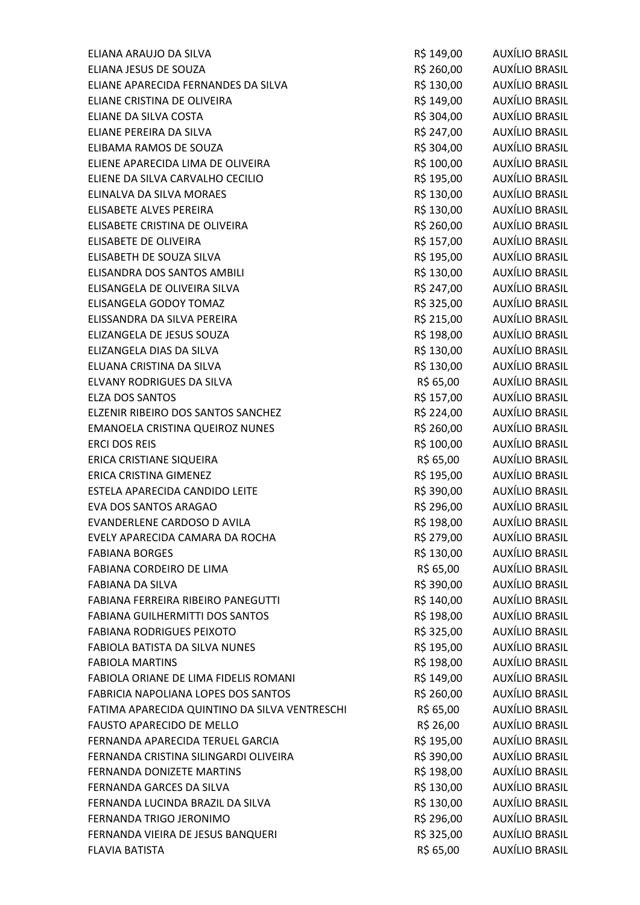| | | |
|---|---|---|
| ELIANA ARAUJO DA SILVA | R$ 149,00 | AUXÍLIO BRASIL |
| ELIANA JESUS DE SOUZA | R$ 260,00 | AUXÍLIO BRASIL |
| ELIANE APARECIDA FERNANDES DA SILVA | R$ 130,00 | AUXÍLIO BRASIL |
| ELIANE CRISTINA DE OLIVEIRA | R$ 149,00 | AUXÍLIO BRASIL |
| ELIANE DA SILVA COSTA | R$ 304,00 | AUXÍLIO BRASIL |
| ELIANE PEREIRA DA SILVA | R$ 247,00 | AUXÍLIO BRASIL |
| ELIBAMA RAMOS DE SOUZA | R$ 304,00 | AUXÍLIO BRASIL |
| ELIENE APARECIDA LIMA DE OLIVEIRA | R$ 100,00 | AUXÍLIO BRASIL |
| ELIENE DA SILVA CARVALHO CECILIO | R$ 195,00 | AUXÍLIO BRASIL |
| ELINALVA DA SILVA MORAES | R$ 130,00 | AUXÍLIO BRASIL |
| ELISABETE ALVES PEREIRA | R$ 130,00 | AUXÍLIO BRASIL |
| ELISABETE CRISTINA DE OLIVEIRA | R$ 260,00 | AUXÍLIO BRASIL |
| ELISABETE DE OLIVEIRA | R$ 157,00 | AUXÍLIO BRASIL |
| ELISABETH DE SOUZA SILVA | R$ 195,00 | AUXÍLIO BRASIL |
| ELISANDRA DOS SANTOS AMBILI | R$ 130,00 | AUXÍLIO BRASIL |
| ELISANGELA DE OLIVEIRA SILVA | R$ 247,00 | AUXÍLIO BRASIL |
| ELISANGELA GODOY TOMAZ | R$ 325,00 | AUXÍLIO BRASIL |
| ELISSANDRA DA SILVA PEREIRA | R$ 215,00 | AUXÍLIO BRASIL |
| ELIZANGELA DE JESUS SOUZA | R$ 198,00 | AUXÍLIO BRASIL |
| ELIZANGELA DIAS DA SILVA | R$ 130,00 | AUXÍLIO BRASIL |
| ELUANA CRISTINA DA SILVA | R$ 130,00 | AUXÍLIO BRASIL |
| ELVANY RODRIGUES DA SILVA | R$ 65,00 | AUXÍLIO BRASIL |
| ELZA DOS SANTOS | R$ 157,00 | AUXÍLIO BRASIL |
| ELZENIR RIBEIRO DOS SANTOS SANCHEZ | R$ 224,00 | AUXÍLIO BRASIL |
| EMANOELA CRISTINA QUEIROZ NUNES | R$ 260,00 | AUXÍLIO BRASIL |
| ERCI DOS REIS | R$ 100,00 | AUXÍLIO BRASIL |
| ERICA CRISTIANE SIQUEIRA | R$ 65,00 | AUXÍLIO BRASIL |
| ERICA CRISTINA GIMENEZ | R$ 195,00 | AUXÍLIO BRASIL |
| ESTELA APARECIDA CANDIDO LEITE | R$ 390,00 | AUXÍLIO BRASIL |
| EVA DOS SANTOS ARAGAO | R$ 296,00 | AUXÍLIO BRASIL |
| EVANDERLENE CARDOSO D AVILA | R$ 198,00 | AUXÍLIO BRASIL |
| EVELY APARECIDA CAMARA DA ROCHA | R$ 279,00 | AUXÍLIO BRASIL |
| FABIANA BORGES | R$ 130,00 | AUXÍLIO BRASIL |
| FABIANA CORDEIRO DE LIMA | R$ 65,00 | AUXÍLIO BRASIL |
| FABIANA DA SILVA | R$ 390,00 | AUXÍLIO BRASIL |
| FABIANA FERREIRA RIBEIRO PANEGUTTI | R$ 140,00 | AUXÍLIO BRASIL |
| FABIANA GUILHERMITTI DOS SANTOS | R$ 198,00 | AUXÍLIO BRASIL |
| FABIANA RODRIGUES PEIXOTO | R$ 325,00 | AUXÍLIO BRASIL |
| FABIOLA BATISTA DA SILVA NUNES | R$ 195,00 | AUXÍLIO BRASIL |
| FABIOLA MARTINS | R$ 198,00 | AUXÍLIO BRASIL |
| FABIOLA ORIANE DE LIMA FIDELIS ROMANI | R$ 149,00 | AUXÍLIO BRASIL |
| FABRICIA NAPOLIANA LOPES DOS SANTOS | R$ 260,00 | AUXÍLIO BRASIL |
| FATIMA APARECIDA QUINTINO DA SILVA VENTRESCHI | R$ 65,00 | AUXÍLIO BRASIL |
| FAUSTO APARECIDO DE MELLO | R$ 26,00 | AUXÍLIO BRASIL |
| FERNANDA APARECIDA TERUEL GARCIA | R$ 195,00 | AUXÍLIO BRASIL |
| FERNANDA CRISTINA SILINGARDI OLIVEIRA | R$ 390,00 | AUXÍLIO BRASIL |
| FERNANDA DONIZETE MARTINS | R$ 198,00 | AUXÍLIO BRASIL |
| FERNANDA GARCES DA SILVA | R$ 130,00 | AUXÍLIO BRASIL |
| FERNANDA LUCINDA BRAZIL DA SILVA | R$ 130,00 | AUXÍLIO BRASIL |
| FERNANDA TRIGO JERONIMO | R$ 296,00 | AUXÍLIO BRASIL |
| FERNANDA VIEIRA DE JESUS BANQUERI | R$ 325,00 | AUXÍLIO BRASIL |
| FLAVIA BATISTA | R$ 65,00 | AUXÍLIO BRASIL |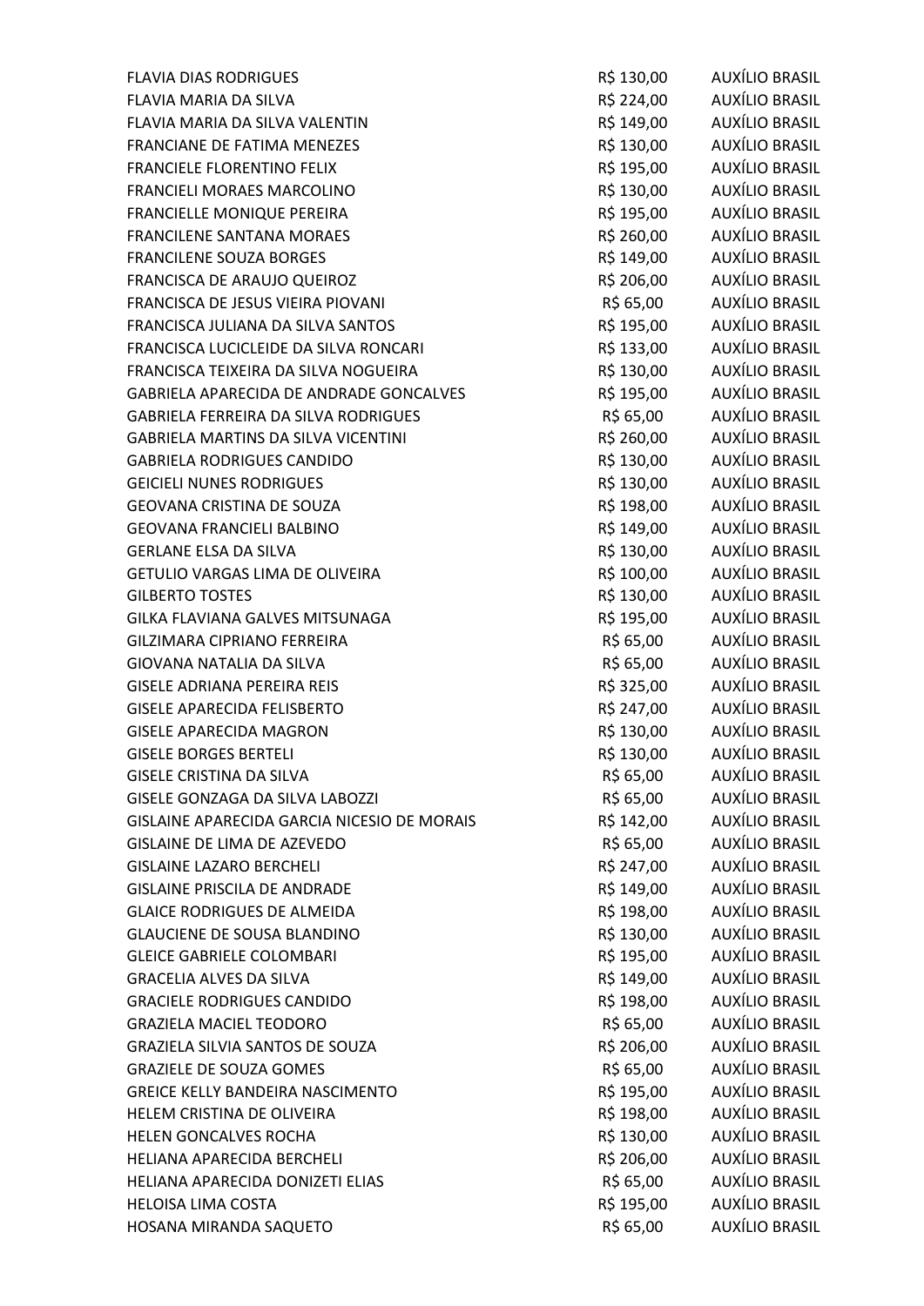| | | |
|---|---|---|
| FLAVIA DIAS RODRIGUES | R$ 130,00 | AUXÍLIO BRASIL |
| FLAVIA MARIA DA SILVA | R$ 224,00 | AUXÍLIO BRASIL |
| FLAVIA MARIA DA SILVA VALENTIN | R$ 149,00 | AUXÍLIO BRASIL |
| FRANCIANE DE FATIMA MENEZES | R$ 130,00 | AUXÍLIO BRASIL |
| FRANCIELE FLORENTINO FELIX | R$ 195,00 | AUXÍLIO BRASIL |
| FRANCIELI MORAES MARCOLINO | R$ 130,00 | AUXÍLIO BRASIL |
| FRANCIELLE MONIQUE PEREIRA | R$ 195,00 | AUXÍLIO BRASIL |
| FRANCILENE SANTANA MORAES | R$ 260,00 | AUXÍLIO BRASIL |
| FRANCILENE SOUZA BORGES | R$ 149,00 | AUXÍLIO BRASIL |
| FRANCISCA DE ARAUJO QUEIROZ | R$ 206,00 | AUXÍLIO BRASIL |
| FRANCISCA DE JESUS VIEIRA PIOVANI | R$ 65,00 | AUXÍLIO BRASIL |
| FRANCISCA JULIANA DA SILVA SANTOS | R$ 195,00 | AUXÍLIO BRASIL |
| FRANCISCA LUCICLEIDE DA SILVA RONCARI | R$ 133,00 | AUXÍLIO BRASIL |
| FRANCISCA TEIXEIRA DA SILVA NOGUEIRA | R$ 130,00 | AUXÍLIO BRASIL |
| GABRIELA APARECIDA DE ANDRADE GONCALVES | R$ 195,00 | AUXÍLIO BRASIL |
| GABRIELA FERREIRA DA SILVA RODRIGUES | R$ 65,00 | AUXÍLIO BRASIL |
| GABRIELA MARTINS DA SILVA VICENTINI | R$ 260,00 | AUXÍLIO BRASIL |
| GABRIELA RODRIGUES CANDIDO | R$ 130,00 | AUXÍLIO BRASIL |
| GEICIELI NUNES RODRIGUES | R$ 130,00 | AUXÍLIO BRASIL |
| GEOVANA CRISTINA DE SOUZA | R$ 198,00 | AUXÍLIO BRASIL |
| GEOVANA FRANCIELI BALBINO | R$ 149,00 | AUXÍLIO BRASIL |
| GERLANE ELSA DA SILVA | R$ 130,00 | AUXÍLIO BRASIL |
| GETULIO VARGAS LIMA DE OLIVEIRA | R$ 100,00 | AUXÍLIO BRASIL |
| GILBERTO TOSTES | R$ 130,00 | AUXÍLIO BRASIL |
| GILKA FLAVIANA GALVES MITSUNAGA | R$ 195,00 | AUXÍLIO BRASIL |
| GILZIMARA CIPRIANO FERREIRA | R$ 65,00 | AUXÍLIO BRASIL |
| GIOVANA NATALIA DA SILVA | R$ 65,00 | AUXÍLIO BRASIL |
| GISELE ADRIANA PEREIRA REIS | R$ 325,00 | AUXÍLIO BRASIL |
| GISELE APARECIDA FELISBERTO | R$ 247,00 | AUXÍLIO BRASIL |
| GISELE APARECIDA MAGRON | R$ 130,00 | AUXÍLIO BRASIL |
| GISELE BORGES BERTELI | R$ 130,00 | AUXÍLIO BRASIL |
| GISELE CRISTINA DA SILVA | R$ 65,00 | AUXÍLIO BRASIL |
| GISELE GONZAGA DA SILVA LABOZZI | R$ 65,00 | AUXÍLIO BRASIL |
| GISLAINE APARECIDA GARCIA NICESIO DE MORAIS | R$ 142,00 | AUXÍLIO BRASIL |
| GISLAINE DE LIMA DE AZEVEDO | R$ 65,00 | AUXÍLIO BRASIL |
| GISLAINE LAZARO BERCHELI | R$ 247,00 | AUXÍLIO BRASIL |
| GISLAINE PRISCILA DE ANDRADE | R$ 149,00 | AUXÍLIO BRASIL |
| GLAICE RODRIGUES DE ALMEIDA | R$ 198,00 | AUXÍLIO BRASIL |
| GLAUCIENE DE SOUSA BLANDINO | R$ 130,00 | AUXÍLIO BRASIL |
| GLEICE GABRIELE COLOMBARI | R$ 195,00 | AUXÍLIO BRASIL |
| GRACELIA ALVES DA SILVA | R$ 149,00 | AUXÍLIO BRASIL |
| GRACIELE RODRIGUES CANDIDO | R$ 198,00 | AUXÍLIO BRASIL |
| GRAZIELA MACIEL TEODORO | R$ 65,00 | AUXÍLIO BRASIL |
| GRAZIELA SILVIA SANTOS DE SOUZA | R$ 206,00 | AUXÍLIO BRASIL |
| GRAZIELE DE SOUZA GOMES | R$ 65,00 | AUXÍLIO BRASIL |
| GREICE KELLY BANDEIRA NASCIMENTO | R$ 195,00 | AUXÍLIO BRASIL |
| HELEM CRISTINA DE OLIVEIRA | R$ 198,00 | AUXÍLIO BRASIL |
| HELEN GONCALVES ROCHA | R$ 130,00 | AUXÍLIO BRASIL |
| HELIANA APARECIDA BERCHELI | R$ 206,00 | AUXÍLIO BRASIL |
| HELIANA APARECIDA DONIZETI ELIAS | R$ 65,00 | AUXÍLIO BRASIL |
| HELOISA LIMA COSTA | R$ 195,00 | AUXÍLIO BRASIL |
| HOSANA MIRANDA SAQUETO | R$ 65,00 | AUXÍLIO BRASIL |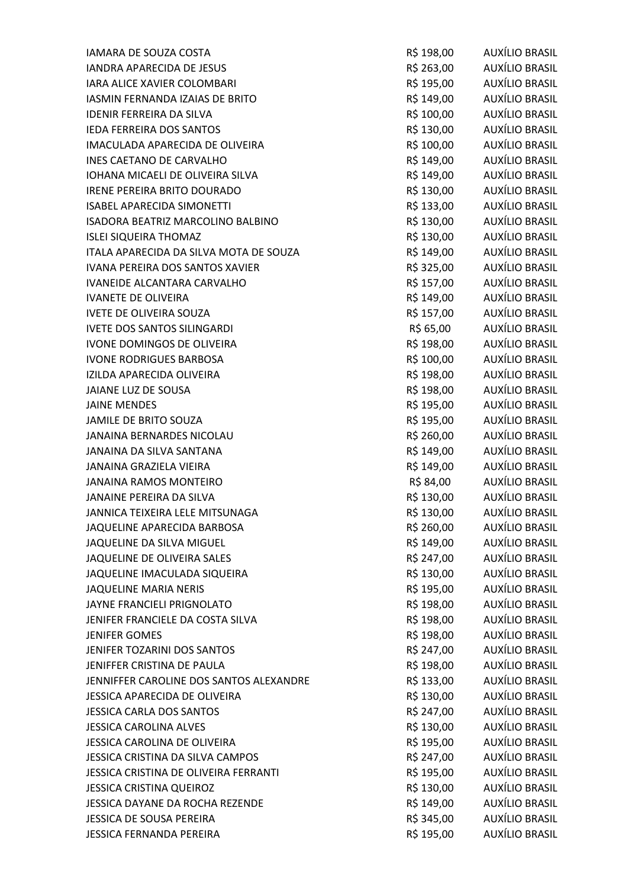| | | |
|---|---|---|
| IAMARA DE SOUZA COSTA | R$ 198,00 | AUXÍLIO BRASIL |
| IANDRA APARECIDA DE JESUS | R$ 263,00 | AUXÍLIO BRASIL |
| IARA ALICE XAVIER COLOMBARI | R$ 195,00 | AUXÍLIO BRASIL |
| IASMIN FERNANDA IZAIAS DE BRITO | R$ 149,00 | AUXÍLIO BRASIL |
| IDENIR FERREIRA DA SILVA | R$ 100,00 | AUXÍLIO BRASIL |
| IEDA FERREIRA DOS SANTOS | R$ 130,00 | AUXÍLIO BRASIL |
| IMACULADA APARECIDA DE OLIVEIRA | R$ 100,00 | AUXÍLIO BRASIL |
| INES CAETANO DE CARVALHO | R$ 149,00 | AUXÍLIO BRASIL |
| IOHANA MICAELI DE OLIVEIRA SILVA | R$ 149,00 | AUXÍLIO BRASIL |
| IRENE PEREIRA BRITO DOURADO | R$ 130,00 | AUXÍLIO BRASIL |
| ISABEL APARECIDA SIMONETTI | R$ 133,00 | AUXÍLIO BRASIL |
| ISADORA BEATRIZ MARCOLINO BALBINO | R$ 130,00 | AUXÍLIO BRASIL |
| ISLEI SIQUEIRA THOMAZ | R$ 130,00 | AUXÍLIO BRASIL |
| ITALA APARECIDA DA SILVA MOTA DE SOUZA | R$ 149,00 | AUXÍLIO BRASIL |
| IVANA PEREIRA DOS SANTOS XAVIER | R$ 325,00 | AUXÍLIO BRASIL |
| IVANEIDE ALCANTARA CARVALHO | R$ 157,00 | AUXÍLIO BRASIL |
| IVANETE DE OLIVEIRA | R$ 149,00 | AUXÍLIO BRASIL |
| IVETE DE OLIVEIRA SOUZA | R$ 157,00 | AUXÍLIO BRASIL |
| IVETE DOS SANTOS SILINGARDI | R$ 65,00 | AUXÍLIO BRASIL |
| IVONE DOMINGOS DE OLIVEIRA | R$ 198,00 | AUXÍLIO BRASIL |
| IVONE RODRIGUES BARBOSA | R$ 100,00 | AUXÍLIO BRASIL |
| IZILDA APARECIDA OLIVEIRA | R$ 198,00 | AUXÍLIO BRASIL |
| JAIANE LUZ DE SOUSA | R$ 198,00 | AUXÍLIO BRASIL |
| JAINE MENDES | R$ 195,00 | AUXÍLIO BRASIL |
| JAMILE DE BRITO SOUZA | R$ 195,00 | AUXÍLIO BRASIL |
| JANAINA BERNARDES NICOLAU | R$ 260,00 | AUXÍLIO BRASIL |
| JANAINA DA SILVA SANTANA | R$ 149,00 | AUXÍLIO BRASIL |
| JANAINA GRAZIELA VIEIRA | R$ 149,00 | AUXÍLIO BRASIL |
| JANAINA RAMOS MONTEIRO | R$ 84,00 | AUXÍLIO BRASIL |
| JANAINE PEREIRA DA SILVA | R$ 130,00 | AUXÍLIO BRASIL |
| JANNICA TEIXEIRA LELE MITSUNAGA | R$ 130,00 | AUXÍLIO BRASIL |
| JAQUELINE APARECIDA BARBOSA | R$ 260,00 | AUXÍLIO BRASIL |
| JAQUELINE DA SILVA MIGUEL | R$ 149,00 | AUXÍLIO BRASIL |
| JAQUELINE DE OLIVEIRA SALES | R$ 247,00 | AUXÍLIO BRASIL |
| JAQUELINE IMACULADA SIQUEIRA | R$ 130,00 | AUXÍLIO BRASIL |
| JAQUELINE MARIA NERIS | R$ 195,00 | AUXÍLIO BRASIL |
| JAYNE FRANCIELI PRIGNOLATO | R$ 198,00 | AUXÍLIO BRASIL |
| JENIFER FRANCIELE DA COSTA SILVA | R$ 198,00 | AUXÍLIO BRASIL |
| JENIFER GOMES | R$ 198,00 | AUXÍLIO BRASIL |
| JENIFER TOZARINI DOS SANTOS | R$ 247,00 | AUXÍLIO BRASIL |
| JENIFFER CRISTINA DE PAULA | R$ 198,00 | AUXÍLIO BRASIL |
| JENNIFFER CAROLINE DOS SANTOS ALEXANDRE | R$ 133,00 | AUXÍLIO BRASIL |
| JESSICA APARECIDA DE OLIVEIRA | R$ 130,00 | AUXÍLIO BRASIL |
| JESSICA CARLA DOS SANTOS | R$ 247,00 | AUXÍLIO BRASIL |
| JESSICA CAROLINA ALVES | R$ 130,00 | AUXÍLIO BRASIL |
| JESSICA CAROLINA DE OLIVEIRA | R$ 195,00 | AUXÍLIO BRASIL |
| JESSICA CRISTINA DA SILVA CAMPOS | R$ 247,00 | AUXÍLIO BRASIL |
| JESSICA CRISTINA DE OLIVEIRA FERRANTI | R$ 195,00 | AUXÍLIO BRASIL |
| JESSICA CRISTINA QUEIROZ | R$ 130,00 | AUXÍLIO BRASIL |
| JESSICA DAYANE DA ROCHA REZENDE | R$ 149,00 | AUXÍLIO BRASIL |
| JESSICA DE SOUSA PEREIRA | R$ 345,00 | AUXÍLIO BRASIL |
| JESSICA FERNANDA PEREIRA | R$ 195,00 | AUXÍLIO BRASIL |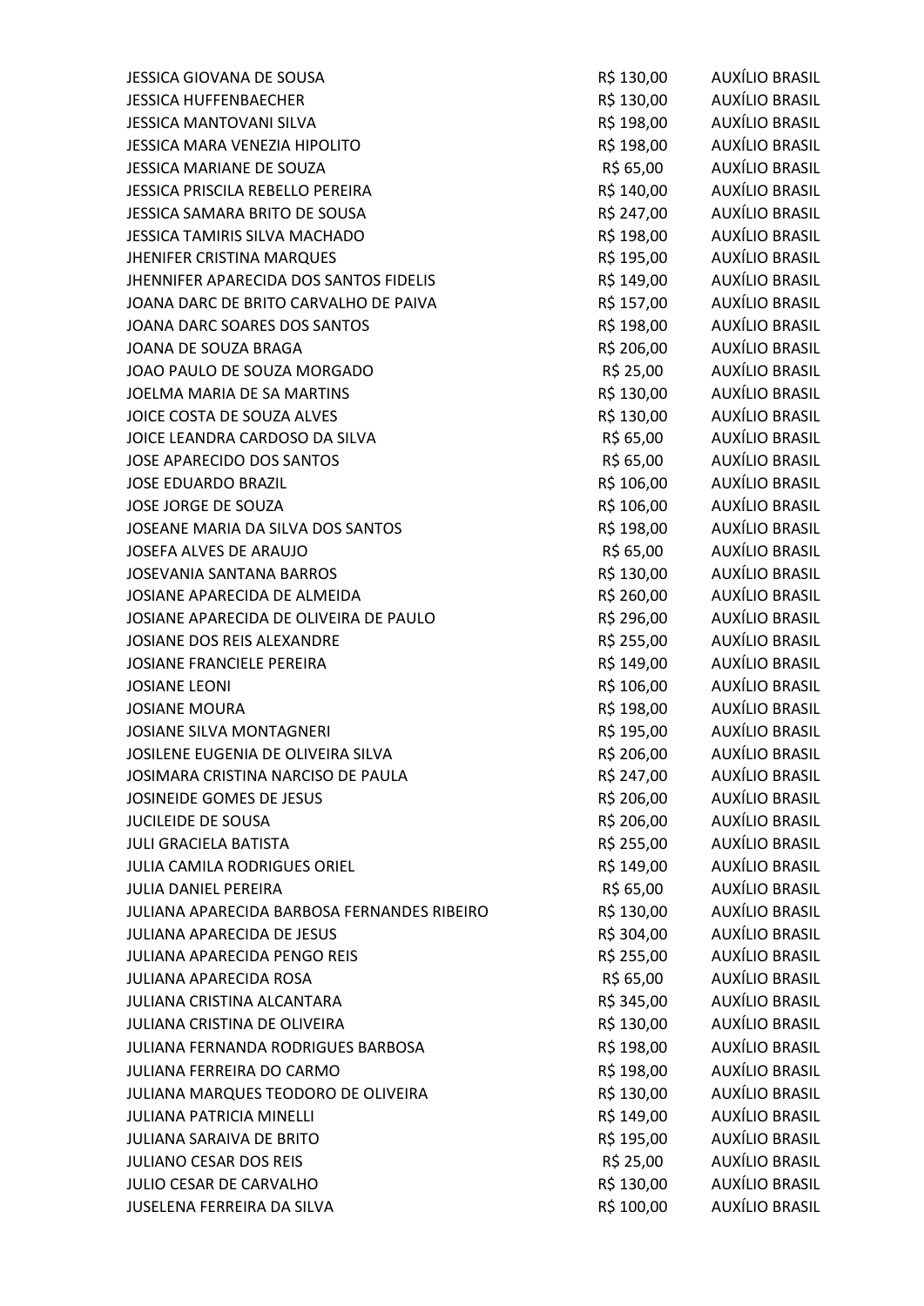| | | |
|---|---|---|
| JESSICA GIOVANA DE SOUSA | R$ 130,00 | AUXÍLIO BRASIL |
| JESSICA HUFFENBAECHER | R$ 130,00 | AUXÍLIO BRASIL |
| JESSICA MANTOVANI SILVA | R$ 198,00 | AUXÍLIO BRASIL |
| JESSICA MARA VENEZIA HIPOLITO | R$ 198,00 | AUXÍLIO BRASIL |
| JESSICA MARIANE DE SOUZA | R$ 65,00 | AUXÍLIO BRASIL |
| JESSICA PRISCILA REBELLO PEREIRA | R$ 140,00 | AUXÍLIO BRASIL |
| JESSICA SAMARA BRITO DE SOUSA | R$ 247,00 | AUXÍLIO BRASIL |
| JESSICA TAMIRIS SILVA MACHADO | R$ 198,00 | AUXÍLIO BRASIL |
| JHENIFER CRISTINA MARQUES | R$ 195,00 | AUXÍLIO BRASIL |
| JHENNIFER APARECIDA DOS SANTOS FIDELIS | R$ 149,00 | AUXÍLIO BRASIL |
| JOANA DARC DE BRITO CARVALHO DE PAIVA | R$ 157,00 | AUXÍLIO BRASIL |
| JOANA DARC SOARES DOS SANTOS | R$ 198,00 | AUXÍLIO BRASIL |
| JOANA DE SOUZA BRAGA | R$ 206,00 | AUXÍLIO BRASIL |
| JOAO PAULO DE SOUZA MORGADO | R$ 25,00 | AUXÍLIO BRASIL |
| JOELMA MARIA DE SA MARTINS | R$ 130,00 | AUXÍLIO BRASIL |
| JOICE COSTA DE SOUZA ALVES | R$ 130,00 | AUXÍLIO BRASIL |
| JOICE LEANDRA CARDOSO DA SILVA | R$ 65,00 | AUXÍLIO BRASIL |
| JOSE APARECIDO DOS SANTOS | R$ 65,00 | AUXÍLIO BRASIL |
| JOSE EDUARDO BRAZIL | R$ 106,00 | AUXÍLIO BRASIL |
| JOSE JORGE DE SOUZA | R$ 106,00 | AUXÍLIO BRASIL |
| JOSEANE MARIA DA SILVA DOS SANTOS | R$ 198,00 | AUXÍLIO BRASIL |
| JOSEFA ALVES DE ARAUJO | R$ 65,00 | AUXÍLIO BRASIL |
| JOSEVANIA SANTANA BARROS | R$ 130,00 | AUXÍLIO BRASIL |
| JOSIANE APARECIDA DE ALMEIDA | R$ 260,00 | AUXÍLIO BRASIL |
| JOSIANE APARECIDA DE OLIVEIRA DE PAULO | R$ 296,00 | AUXÍLIO BRASIL |
| JOSIANE DOS REIS ALEXANDRE | R$ 255,00 | AUXÍLIO BRASIL |
| JOSIANE FRANCIELE PEREIRA | R$ 149,00 | AUXÍLIO BRASIL |
| JOSIANE LEONI | R$ 106,00 | AUXÍLIO BRASIL |
| JOSIANE MOURA | R$ 198,00 | AUXÍLIO BRASIL |
| JOSIANE SILVA MONTAGNERI | R$ 195,00 | AUXÍLIO BRASIL |
| JOSILENE EUGENIA DE OLIVEIRA SILVA | R$ 206,00 | AUXÍLIO BRASIL |
| JOSIMARA CRISTINA NARCISO DE PAULA | R$ 247,00 | AUXÍLIO BRASIL |
| JOSINEIDE GOMES DE JESUS | R$ 206,00 | AUXÍLIO BRASIL |
| JUCILEIDE DE SOUSA | R$ 206,00 | AUXÍLIO BRASIL |
| JULI GRACIELA BATISTA | R$ 255,00 | AUXÍLIO BRASIL |
| JULIA CAMILA RODRIGUES ORIEL | R$ 149,00 | AUXÍLIO BRASIL |
| JULIA DANIEL PEREIRA | R$ 65,00 | AUXÍLIO BRASIL |
| JULIANA APARECIDA BARBOSA FERNANDES RIBEIRO | R$ 130,00 | AUXÍLIO BRASIL |
| JULIANA APARECIDA DE JESUS | R$ 304,00 | AUXÍLIO BRASIL |
| JULIANA APARECIDA PENGO REIS | R$ 255,00 | AUXÍLIO BRASIL |
| JULIANA APARECIDA ROSA | R$ 65,00 | AUXÍLIO BRASIL |
| JULIANA CRISTINA ALCANTARA | R$ 345,00 | AUXÍLIO BRASIL |
| JULIANA CRISTINA DE OLIVEIRA | R$ 130,00 | AUXÍLIO BRASIL |
| JULIANA FERNANDA RODRIGUES BARBOSA | R$ 198,00 | AUXÍLIO BRASIL |
| JULIANA FERREIRA DO CARMO | R$ 198,00 | AUXÍLIO BRASIL |
| JULIANA MARQUES TEODORO DE OLIVEIRA | R$ 130,00 | AUXÍLIO BRASIL |
| JULIANA PATRICIA MINELLI | R$ 149,00 | AUXÍLIO BRASIL |
| JULIANA SARAIVA DE BRITO | R$ 195,00 | AUXÍLIO BRASIL |
| JULIANO CESAR DOS REIS | R$ 25,00 | AUXÍLIO BRASIL |
| JULIO CESAR DE CARVALHO | R$ 130,00 | AUXÍLIO BRASIL |
| JUSELENA FERREIRA DA SILVA | R$ 100,00 | AUXÍLIO BRASIL |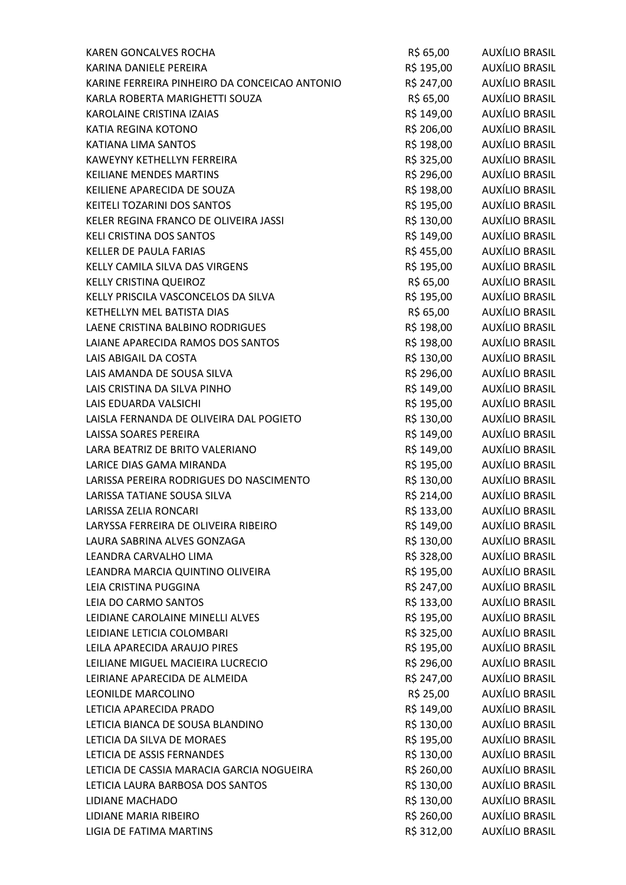| | | |
|---|---|---|
| KAREN GONCALVES ROCHA | R$ 65,00 | AUXÍLIO BRASIL |
| KARINA DANIELE PEREIRA | R$ 195,00 | AUXÍLIO BRASIL |
| KARINE FERREIRA PINHEIRO DA CONCEICAO ANTONIO | R$ 247,00 | AUXÍLIO BRASIL |
| KARLA ROBERTA MARIGHETTI SOUZA | R$ 65,00 | AUXÍLIO BRASIL |
| KAROLAINE CRISTINA IZAIAS | R$ 149,00 | AUXÍLIO BRASIL |
| KATIA REGINA KOTONO | R$ 206,00 | AUXÍLIO BRASIL |
| KATIANA LIMA SANTOS | R$ 198,00 | AUXÍLIO BRASIL |
| KAWEYNY KETHELLYN FERREIRA | R$ 325,00 | AUXÍLIO BRASIL |
| KEILIANE MENDES MARTINS | R$ 296,00 | AUXÍLIO BRASIL |
| KEILIENE APARECIDA DE SOUZA | R$ 198,00 | AUXÍLIO BRASIL |
| KEITELI TOZARINI DOS SANTOS | R$ 195,00 | AUXÍLIO BRASIL |
| KELER REGINA FRANCO DE OLIVEIRA JASSI | R$ 130,00 | AUXÍLIO BRASIL |
| KELI CRISTINA DOS SANTOS | R$ 149,00 | AUXÍLIO BRASIL |
| KELLER DE PAULA FARIAS | R$ 455,00 | AUXÍLIO BRASIL |
| KELLY CAMILA SILVA DAS VIRGENS | R$ 195,00 | AUXÍLIO BRASIL |
| KELLY CRISTINA QUEIROZ | R$ 65,00 | AUXÍLIO BRASIL |
| KELLY PRISCILA VASCONCELOS DA SILVA | R$ 195,00 | AUXÍLIO BRASIL |
| KETHELLYN MEL BATISTA DIAS | R$ 65,00 | AUXÍLIO BRASIL |
| LAENE CRISTINA BALBINO RODRIGUES | R$ 198,00 | AUXÍLIO BRASIL |
| LAIANE APARECIDA RAMOS DOS SANTOS | R$ 198,00 | AUXÍLIO BRASIL |
| LAIS ABIGAIL DA COSTA | R$ 130,00 | AUXÍLIO BRASIL |
| LAIS AMANDA DE SOUSA SILVA | R$ 296,00 | AUXÍLIO BRASIL |
| LAIS CRISTINA DA SILVA PINHO | R$ 149,00 | AUXÍLIO BRASIL |
| LAIS EDUARDA VALSICHI | R$ 195,00 | AUXÍLIO BRASIL |
| LAISLA FERNANDA DE OLIVEIRA DAL POGIETO | R$ 130,00 | AUXÍLIO BRASIL |
| LAISSA SOARES PEREIRA | R$ 149,00 | AUXÍLIO BRASIL |
| LARA BEATRIZ DE BRITO VALERIANO | R$ 149,00 | AUXÍLIO BRASIL |
| LARICE DIAS GAMA MIRANDA | R$ 195,00 | AUXÍLIO BRASIL |
| LARISSA PEREIRA RODRIGUES DO NASCIMENTO | R$ 130,00 | AUXÍLIO BRASIL |
| LARISSA TATIANE SOUSA SILVA | R$ 214,00 | AUXÍLIO BRASIL |
| LARISSA ZELIA RONCARI | R$ 133,00 | AUXÍLIO BRASIL |
| LARYSSA FERREIRA DE OLIVEIRA RIBEIRO | R$ 149,00 | AUXÍLIO BRASIL |
| LAURA SABRINA ALVES GONZAGA | R$ 130,00 | AUXÍLIO BRASIL |
| LEANDRA CARVALHO LIMA | R$ 328,00 | AUXÍLIO BRASIL |
| LEANDRA MARCIA QUINTINO OLIVEIRA | R$ 195,00 | AUXÍLIO BRASIL |
| LEIA CRISTINA PUGGINA | R$ 247,00 | AUXÍLIO BRASIL |
| LEIA DO CARMO SANTOS | R$ 133,00 | AUXÍLIO BRASIL |
| LEIDIANE CAROLAINE MINELLI ALVES | R$ 195,00 | AUXÍLIO BRASIL |
| LEIDIANE LETICIA COLOMBARI | R$ 325,00 | AUXÍLIO BRASIL |
| LEILA APARECIDA ARAUJO PIRES | R$ 195,00 | AUXÍLIO BRASIL |
| LEILIANE MIGUEL MACIEIRA LUCRECIO | R$ 296,00 | AUXÍLIO BRASIL |
| LEIRIANE APARECIDA DE ALMEIDA | R$ 247,00 | AUXÍLIO BRASIL |
| LEONILDE MARCOLINO | R$ 25,00 | AUXÍLIO BRASIL |
| LETICIA APARECIDA PRADO | R$ 149,00 | AUXÍLIO BRASIL |
| LETICIA BIANCA DE SOUSA BLANDINO | R$ 130,00 | AUXÍLIO BRASIL |
| LETICIA DA SILVA DE MORAES | R$ 195,00 | AUXÍLIO BRASIL |
| LETICIA DE ASSIS FERNANDES | R$ 130,00 | AUXÍLIO BRASIL |
| LETICIA DE CASSIA MARACIA GARCIA NOGUEIRA | R$ 260,00 | AUXÍLIO BRASIL |
| LETICIA LAURA BARBOSA DOS SANTOS | R$ 130,00 | AUXÍLIO BRASIL |
| LIDIANE MACHADO | R$ 130,00 | AUXÍLIO BRASIL |
| LIDIANE MARIA RIBEIRO | R$ 260,00 | AUXÍLIO BRASIL |
| LIGIA DE FATIMA MARTINS | R$ 312,00 | AUXÍLIO BRASIL |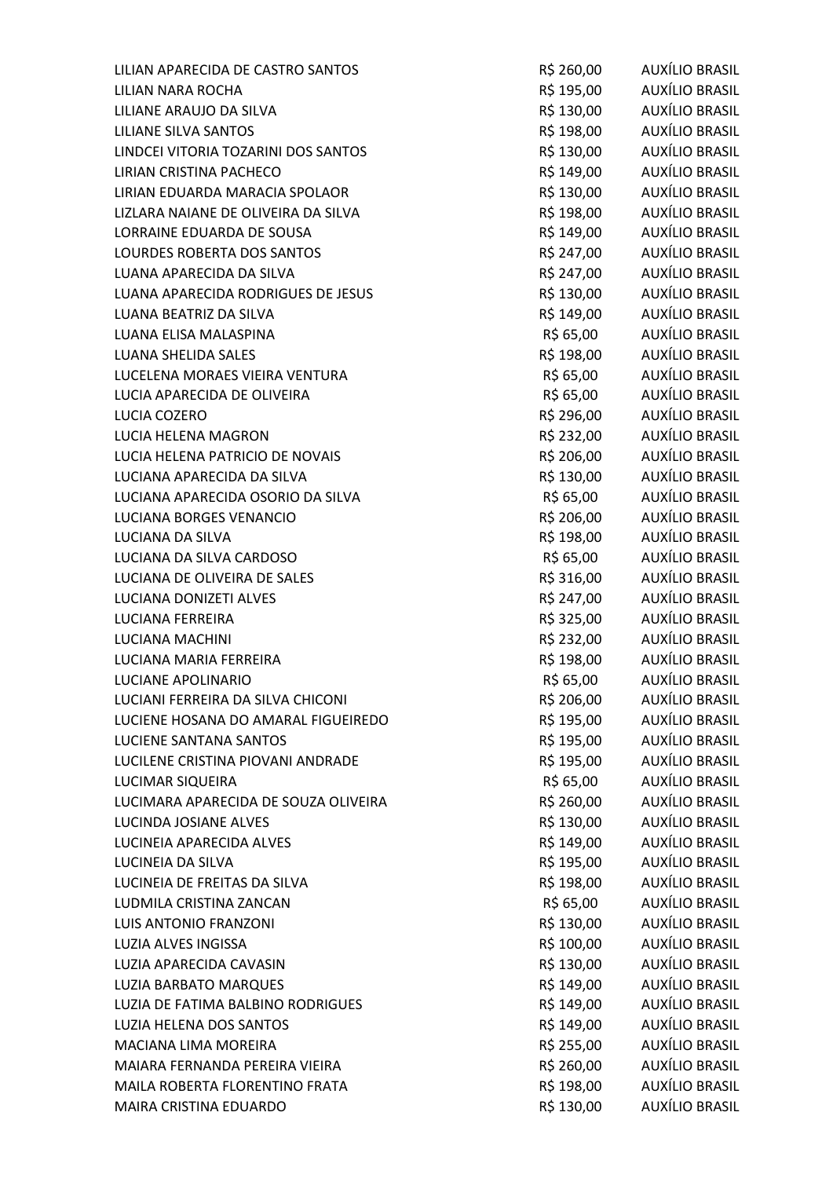| | | |
|---|---|---|
| LILIAN APARECIDA DE CASTRO SANTOS | R$ 260,00 | AUXÍLIO BRASIL |
| LILIAN NARA ROCHA | R$ 195,00 | AUXÍLIO BRASIL |
| LILIANE ARAUJO DA SILVA | R$ 130,00 | AUXÍLIO BRASIL |
| LILIANE SILVA SANTOS | R$ 198,00 | AUXÍLIO BRASIL |
| LINDCEI VITORIA TOZARINI DOS SANTOS | R$ 130,00 | AUXÍLIO BRASIL |
| LIRIAN CRISTINA PACHECO | R$ 149,00 | AUXÍLIO BRASIL |
| LIRIAN EDUARDA MARACIA SPOLAOR | R$ 130,00 | AUXÍLIO BRASIL |
| LIZLARA NAIANE DE OLIVEIRA DA SILVA | R$ 198,00 | AUXÍLIO BRASIL |
| LORRAINE EDUARDA DE SOUSA | R$ 149,00 | AUXÍLIO BRASIL |
| LOURDES ROBERTA DOS SANTOS | R$ 247,00 | AUXÍLIO BRASIL |
| LUANA APARECIDA DA SILVA | R$ 247,00 | AUXÍLIO BRASIL |
| LUANA APARECIDA RODRIGUES DE JESUS | R$ 130,00 | AUXÍLIO BRASIL |
| LUANA BEATRIZ DA SILVA | R$ 149,00 | AUXÍLIO BRASIL |
| LUANA ELISA MALASPINA | R$ 65,00 | AUXÍLIO BRASIL |
| LUANA SHELIDA SALES | R$ 198,00 | AUXÍLIO BRASIL |
| LUCELENA MORAES VIEIRA VENTURA | R$ 65,00 | AUXÍLIO BRASIL |
| LUCIA APARECIDA DE OLIVEIRA | R$ 65,00 | AUXÍLIO BRASIL |
| LUCIA COZERO | R$ 296,00 | AUXÍLIO BRASIL |
| LUCIA HELENA MAGRON | R$ 232,00 | AUXÍLIO BRASIL |
| LUCIA HELENA PATRICIO DE NOVAIS | R$ 206,00 | AUXÍLIO BRASIL |
| LUCIANA APARECIDA DA SILVA | R$ 130,00 | AUXÍLIO BRASIL |
| LUCIANA APARECIDA OSORIO DA SILVA | R$ 65,00 | AUXÍLIO BRASIL |
| LUCIANA BORGES VENANCIO | R$ 206,00 | AUXÍLIO BRASIL |
| LUCIANA DA SILVA | R$ 198,00 | AUXÍLIO BRASIL |
| LUCIANA DA SILVA CARDOSO | R$ 65,00 | AUXÍLIO BRASIL |
| LUCIANA DE OLIVEIRA DE SALES | R$ 316,00 | AUXÍLIO BRASIL |
| LUCIANA DONIZETI ALVES | R$ 247,00 | AUXÍLIO BRASIL |
| LUCIANA FERREIRA | R$ 325,00 | AUXÍLIO BRASIL |
| LUCIANA MACHINI | R$ 232,00 | AUXÍLIO BRASIL |
| LUCIANA MARIA FERREIRA | R$ 198,00 | AUXÍLIO BRASIL |
| LUCIANE APOLINARIO | R$ 65,00 | AUXÍLIO BRASIL |
| LUCIANI FERREIRA DA SILVA CHICONI | R$ 206,00 | AUXÍLIO BRASIL |
| LUCIENE HOSANA DO AMARAL FIGUEIREDO | R$ 195,00 | AUXÍLIO BRASIL |
| LUCIENE SANTANA SANTOS | R$ 195,00 | AUXÍLIO BRASIL |
| LUCILENE CRISTINA PIOVANI ANDRADE | R$ 195,00 | AUXÍLIO BRASIL |
| LUCIMAR SIQUEIRA | R$ 65,00 | AUXÍLIO BRASIL |
| LUCIMARA APARECIDA DE SOUZA OLIVEIRA | R$ 260,00 | AUXÍLIO BRASIL |
| LUCINDA JOSIANE ALVES | R$ 130,00 | AUXÍLIO BRASIL |
| LUCINEIA APARECIDA ALVES | R$ 149,00 | AUXÍLIO BRASIL |
| LUCINEIA DA SILVA | R$ 195,00 | AUXÍLIO BRASIL |
| LUCINEIA DE FREITAS DA SILVA | R$ 198,00 | AUXÍLIO BRASIL |
| LUDMILA CRISTINA ZANCAN | R$ 65,00 | AUXÍLIO BRASIL |
| LUIS ANTONIO FRANZONI | R$ 130,00 | AUXÍLIO BRASIL |
| LUZIA ALVES INGISSA | R$ 100,00 | AUXÍLIO BRASIL |
| LUZIA APARECIDA CAVASIN | R$ 130,00 | AUXÍLIO BRASIL |
| LUZIA BARBATO MARQUES | R$ 149,00 | AUXÍLIO BRASIL |
| LUZIA DE FATIMA BALBINO RODRIGUES | R$ 149,00 | AUXÍLIO BRASIL |
| LUZIA HELENA DOS SANTOS | R$ 149,00 | AUXÍLIO BRASIL |
| MACIANA LIMA MOREIRA | R$ 255,00 | AUXÍLIO BRASIL |
| MAIARA FERNANDA PEREIRA VIEIRA | R$ 260,00 | AUXÍLIO BRASIL |
| MAILA ROBERTA FLORENTINO FRATA | R$ 198,00 | AUXÍLIO BRASIL |
| MAIRA CRISTINA EDUARDO | R$ 130,00 | AUXÍLIO BRASIL |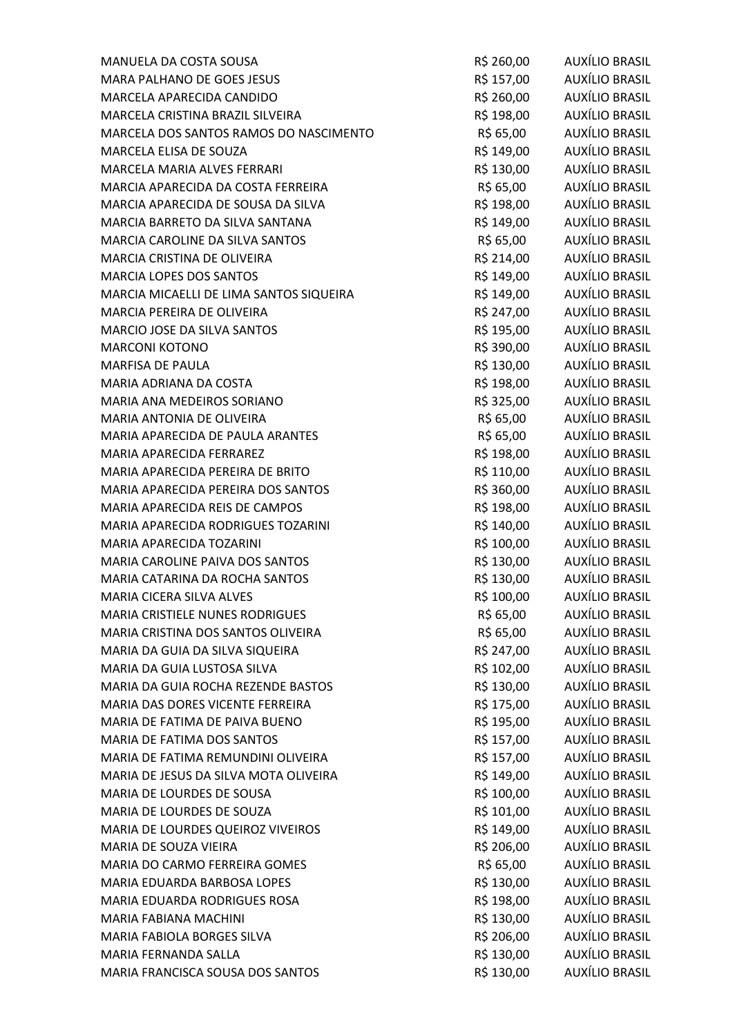| | | |
|---|---|---|
| MANUELA DA COSTA SOUSA | R$ 260,00 | AUXÍLIO BRASIL |
| MARA PALHANO DE GOES JESUS | R$ 157,00 | AUXÍLIO BRASIL |
| MARCELA APARECIDA CANDIDO | R$ 260,00 | AUXÍLIO BRASIL |
| MARCELA CRISTINA BRAZIL SILVEIRA | R$ 198,00 | AUXÍLIO BRASIL |
| MARCELA DOS SANTOS RAMOS DO NASCIMENTO | R$ 65,00 | AUXÍLIO BRASIL |
| MARCELA ELISA DE SOUZA | R$ 149,00 | AUXÍLIO BRASIL |
| MARCELA MARIA ALVES FERRARI | R$ 130,00 | AUXÍLIO BRASIL |
| MARCIA APARECIDA DA COSTA FERREIRA | R$ 65,00 | AUXÍLIO BRASIL |
| MARCIA APARECIDA DE SOUSA DA SILVA | R$ 198,00 | AUXÍLIO BRASIL |
| MARCIA BARRETO DA SILVA SANTANA | R$ 149,00 | AUXÍLIO BRASIL |
| MARCIA CAROLINE DA SILVA SANTOS | R$ 65,00 | AUXÍLIO BRASIL |
| MARCIA CRISTINA DE OLIVEIRA | R$ 214,00 | AUXÍLIO BRASIL |
| MARCIA LOPES DOS SANTOS | R$ 149,00 | AUXÍLIO BRASIL |
| MARCIA MICAELLI DE LIMA SANTOS SIQUEIRA | R$ 149,00 | AUXÍLIO BRASIL |
| MARCIA PEREIRA DE OLIVEIRA | R$ 247,00 | AUXÍLIO BRASIL |
| MARCIO JOSE DA SILVA SANTOS | R$ 195,00 | AUXÍLIO BRASIL |
| MARCONI KOTONO | R$ 390,00 | AUXÍLIO BRASIL |
| MARFISA DE PAULA | R$ 130,00 | AUXÍLIO BRASIL |
| MARIA ADRIANA DA COSTA | R$ 198,00 | AUXÍLIO BRASIL |
| MARIA ANA MEDEIROS SORIANO | R$ 325,00 | AUXÍLIO BRASIL |
| MARIA ANTONIA DE OLIVEIRA | R$ 65,00 | AUXÍLIO BRASIL |
| MARIA APARECIDA DE PAULA ARANTES | R$ 65,00 | AUXÍLIO BRASIL |
| MARIA APARECIDA FERRAREZ | R$ 198,00 | AUXÍLIO BRASIL |
| MARIA APARECIDA PEREIRA DE BRITO | R$ 110,00 | AUXÍLIO BRASIL |
| MARIA APARECIDA PEREIRA DOS SANTOS | R$ 360,00 | AUXÍLIO BRASIL |
| MARIA APARECIDA REIS DE CAMPOS | R$ 198,00 | AUXÍLIO BRASIL |
| MARIA APARECIDA RODRIGUES TOZARINI | R$ 140,00 | AUXÍLIO BRASIL |
| MARIA APARECIDA TOZARINI | R$ 100,00 | AUXÍLIO BRASIL |
| MARIA CAROLINE PAIVA DOS SANTOS | R$ 130,00 | AUXÍLIO BRASIL |
| MARIA CATARINA DA ROCHA SANTOS | R$ 130,00 | AUXÍLIO BRASIL |
| MARIA CICERA SILVA ALVES | R$ 100,00 | AUXÍLIO BRASIL |
| MARIA CRISTIELE NUNES RODRIGUES | R$ 65,00 | AUXÍLIO BRASIL |
| MARIA CRISTINA DOS SANTOS OLIVEIRA | R$ 65,00 | AUXÍLIO BRASIL |
| MARIA DA GUIA DA SILVA SIQUEIRA | R$ 247,00 | AUXÍLIO BRASIL |
| MARIA DA GUIA LUSTOSA SILVA | R$ 102,00 | AUXÍLIO BRASIL |
| MARIA DA GUIA ROCHA REZENDE BASTOS | R$ 130,00 | AUXÍLIO BRASIL |
| MARIA DAS DORES VICENTE FERREIRA | R$ 175,00 | AUXÍLIO BRASIL |
| MARIA DE FATIMA DE PAIVA BUENO | R$ 195,00 | AUXÍLIO BRASIL |
| MARIA DE FATIMA DOS SANTOS | R$ 157,00 | AUXÍLIO BRASIL |
| MARIA DE FATIMA REMUNDINI OLIVEIRA | R$ 157,00 | AUXÍLIO BRASIL |
| MARIA DE JESUS DA SILVA MOTA OLIVEIRA | R$ 149,00 | AUXÍLIO BRASIL |
| MARIA DE LOURDES DE SOUSA | R$ 100,00 | AUXÍLIO BRASIL |
| MARIA DE LOURDES DE SOUZA | R$ 101,00 | AUXÍLIO BRASIL |
| MARIA DE LOURDES QUEIROZ VIVEIROS | R$ 149,00 | AUXÍLIO BRASIL |
| MARIA DE SOUZA VIEIRA | R$ 206,00 | AUXÍLIO BRASIL |
| MARIA DO CARMO FERREIRA GOMES | R$ 65,00 | AUXÍLIO BRASIL |
| MARIA EDUARDA BARBOSA LOPES | R$ 130,00 | AUXÍLIO BRASIL |
| MARIA EDUARDA RODRIGUES ROSA | R$ 198,00 | AUXÍLIO BRASIL |
| MARIA FABIANA MACHINI | R$ 130,00 | AUXÍLIO BRASIL |
| MARIA FABIOLA BORGES SILVA | R$ 206,00 | AUXÍLIO BRASIL |
| MARIA FERNANDA SALLA | R$ 130,00 | AUXÍLIO BRASIL |
| MARIA FRANCISCA SOUSA DOS SANTOS | R$ 130,00 | AUXÍLIO BRASIL |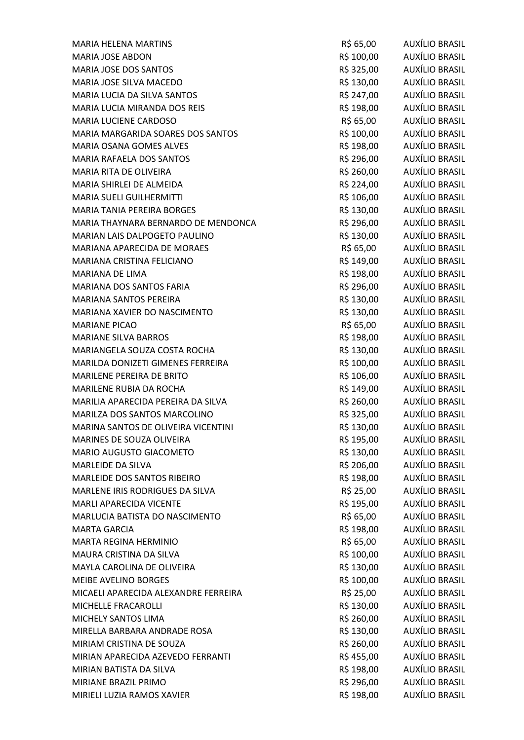| | | |
|---|---|---|
| MARIA HELENA MARTINS | R$ 65,00 | AUXÍLIO BRASIL |
| MARIA JOSE ABDON | R$ 100,00 | AUXÍLIO BRASIL |
| MARIA JOSE DOS SANTOS | R$ 325,00 | AUXÍLIO BRASIL |
| MARIA JOSE SILVA MACEDO | R$ 130,00 | AUXÍLIO BRASIL |
| MARIA LUCIA DA SILVA SANTOS | R$ 247,00 | AUXÍLIO BRASIL |
| MARIA LUCIA MIRANDA DOS REIS | R$ 198,00 | AUXÍLIO BRASIL |
| MARIA LUCIENE CARDOSO | R$ 65,00 | AUXÍLIO BRASIL |
| MARIA MARGARIDA SOARES DOS SANTOS | R$ 100,00 | AUXÍLIO BRASIL |
| MARIA OSANA GOMES ALVES | R$ 198,00 | AUXÍLIO BRASIL |
| MARIA RAFAELA DOS SANTOS | R$ 296,00 | AUXÍLIO BRASIL |
| MARIA RITA DE OLIVEIRA | R$ 260,00 | AUXÍLIO BRASIL |
| MARIA SHIRLEI DE ALMEIDA | R$ 224,00 | AUXÍLIO BRASIL |
| MARIA SUELI GUILHERMITTI | R$ 106,00 | AUXÍLIO BRASIL |
| MARIA TANIA PEREIRA BORGES | R$ 130,00 | AUXÍLIO BRASIL |
| MARIA THAYNARA BERNARDO DE MENDONCA | R$ 296,00 | AUXÍLIO BRASIL |
| MARIAN LAIS DALPOGETO PAULINO | R$ 130,00 | AUXÍLIO BRASIL |
| MARIANA APARECIDA DE MORAES | R$ 65,00 | AUXÍLIO BRASIL |
| MARIANA CRISTINA FELICIANO | R$ 149,00 | AUXÍLIO BRASIL |
| MARIANA DE LIMA | R$ 198,00 | AUXÍLIO BRASIL |
| MARIANA DOS SANTOS FARIA | R$ 296,00 | AUXÍLIO BRASIL |
| MARIANA SANTOS PEREIRA | R$ 130,00 | AUXÍLIO BRASIL |
| MARIANA XAVIER DO NASCIMENTO | R$ 130,00 | AUXÍLIO BRASIL |
| MARIANE PICAO | R$ 65,00 | AUXÍLIO BRASIL |
| MARIANE SILVA BARROS | R$ 198,00 | AUXÍLIO BRASIL |
| MARIANGELA SOUZA COSTA ROCHA | R$ 130,00 | AUXÍLIO BRASIL |
| MARILDA DONIZETI GIMENES FERREIRA | R$ 100,00 | AUXÍLIO BRASIL |
| MARILENE PEREIRA DE BRITO | R$ 106,00 | AUXÍLIO BRASIL |
| MARILENE RUBIA DA ROCHA | R$ 149,00 | AUXÍLIO BRASIL |
| MARILIA APARECIDA PEREIRA DA SILVA | R$ 260,00 | AUXÍLIO BRASIL |
| MARILZA DOS SANTOS MARCOLINO | R$ 325,00 | AUXÍLIO BRASIL |
| MARINA SANTOS DE OLIVEIRA VICENTINI | R$ 130,00 | AUXÍLIO BRASIL |
| MARINES DE SOUZA OLIVEIRA | R$ 195,00 | AUXÍLIO BRASIL |
| MARIO AUGUSTO GIACOMETO | R$ 130,00 | AUXÍLIO BRASIL |
| MARLEIDE DA SILVA | R$ 206,00 | AUXÍLIO BRASIL |
| MARLEIDE DOS SANTOS RIBEIRO | R$ 198,00 | AUXÍLIO BRASIL |
| MARLENE IRIS RODRIGUES DA SILVA | R$ 25,00 | AUXÍLIO BRASIL |
| MARLI APARECIDA VICENTE | R$ 195,00 | AUXÍLIO BRASIL |
| MARLUCIA BATISTA DO NASCIMENTO | R$ 65,00 | AUXÍLIO BRASIL |
| MARTA GARCIA | R$ 198,00 | AUXÍLIO BRASIL |
| MARTA REGINA HERMINIO | R$ 65,00 | AUXÍLIO BRASIL |
| MAURA CRISTINA DA SILVA | R$ 100,00 | AUXÍLIO BRASIL |
| MAYLA CAROLINA DE OLIVEIRA | R$ 130,00 | AUXÍLIO BRASIL |
| MEIBE AVELINO BORGES | R$ 100,00 | AUXÍLIO BRASIL |
| MICAELI APARECIDA ALEXANDRE FERREIRA | R$ 25,00 | AUXÍLIO BRASIL |
| MICHELLE FRACAROLLI | R$ 130,00 | AUXÍLIO BRASIL |
| MICHELY SANTOS LIMA | R$ 260,00 | AUXÍLIO BRASIL |
| MIRELLA BARBARA ANDRADE ROSA | R$ 130,00 | AUXÍLIO BRASIL |
| MIRIAM CRISTINA DE SOUZA | R$ 260,00 | AUXÍLIO BRASIL |
| MIRIAN APARECIDA AZEVEDO FERRANTI | R$ 455,00 | AUXÍLIO BRASIL |
| MIRIAN BATISTA DA SILVA | R$ 198,00 | AUXÍLIO BRASIL |
| MIRIANE BRAZIL PRIMO | R$ 296,00 | AUXÍLIO BRASIL |
| MIRIELI LUZIA RAMOS XAVIER | R$ 198,00 | AUXÍLIO BRASIL |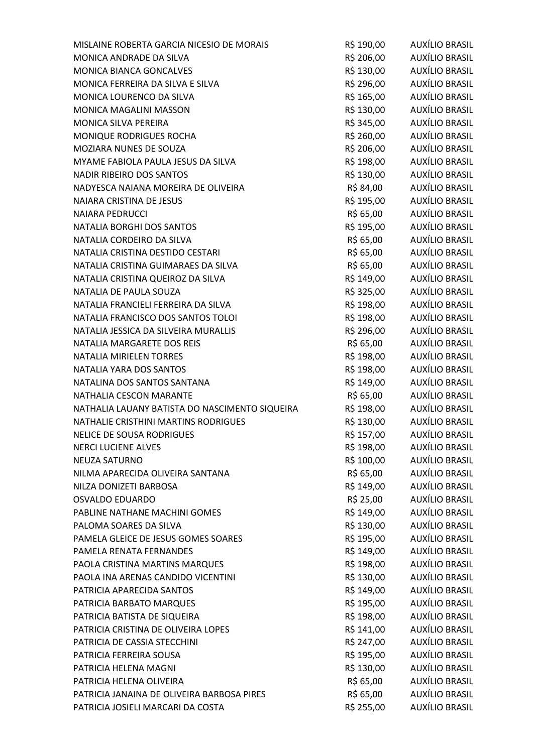| | | |
|---|---|---|
| MISLAINE ROBERTA GARCIA NICESIO DE MORAIS | R$ 190,00 | AUXÍLIO BRASIL |
| MONICA ANDRADE DA SILVA | R$ 206,00 | AUXÍLIO BRASIL |
| MONICA BIANCA GONCALVES | R$ 130,00 | AUXÍLIO BRASIL |
| MONICA FERREIRA DA SILVA E SILVA | R$ 296,00 | AUXÍLIO BRASIL |
| MONICA LOURENCO DA SILVA | R$ 165,00 | AUXÍLIO BRASIL |
| MONICA MAGALINI MASSON | R$ 130,00 | AUXÍLIO BRASIL |
| MONICA SILVA PEREIRA | R$ 345,00 | AUXÍLIO BRASIL |
| MONIQUE RODRIGUES ROCHA | R$ 260,00 | AUXÍLIO BRASIL |
| MOZIARA NUNES DE SOUZA | R$ 206,00 | AUXÍLIO BRASIL |
| MYAME FABIOLA PAULA JESUS DA SILVA | R$ 198,00 | AUXÍLIO BRASIL |
| NADIR RIBEIRO DOS SANTOS | R$ 130,00 | AUXÍLIO BRASIL |
| NADYESCA NAIANA MOREIRA DE OLIVEIRA | R$ 84,00 | AUXÍLIO BRASIL |
| NAIARA CRISTINA DE JESUS | R$ 195,00 | AUXÍLIO BRASIL |
| NAIARA PEDRUCCI | R$ 65,00 | AUXÍLIO BRASIL |
| NATALIA BORGHI DOS SANTOS | R$ 195,00 | AUXÍLIO BRASIL |
| NATALIA CORDEIRO DA SILVA | R$ 65,00 | AUXÍLIO BRASIL |
| NATALIA CRISTINA DESTIDO CESTARI | R$ 65,00 | AUXÍLIO BRASIL |
| NATALIA CRISTINA GUIMARAES DA SILVA | R$ 65,00 | AUXÍLIO BRASIL |
| NATALIA CRISTINA QUEIROZ DA SILVA | R$ 149,00 | AUXÍLIO BRASIL |
| NATALIA DE PAULA SOUZA | R$ 325,00 | AUXÍLIO BRASIL |
| NATALIA FRANCIELI FERREIRA DA SILVA | R$ 198,00 | AUXÍLIO BRASIL |
| NATALIA FRANCISCO DOS SANTOS TOLOI | R$ 198,00 | AUXÍLIO BRASIL |
| NATALIA JESSICA DA SILVEIRA MURALLIS | R$ 296,00 | AUXÍLIO BRASIL |
| NATALIA MARGARETE DOS REIS | R$ 65,00 | AUXÍLIO BRASIL |
| NATALIA MIRIELEN TORRES | R$ 198,00 | AUXÍLIO BRASIL |
| NATALIA YARA DOS SANTOS | R$ 198,00 | AUXÍLIO BRASIL |
| NATALINA DOS SANTOS SANTANA | R$ 149,00 | AUXÍLIO BRASIL |
| NATHALIA CESCON MARANTE | R$ 65,00 | AUXÍLIO BRASIL |
| NATHALIA LAUANY BATISTA DO NASCIMENTO SIQUEIRA | R$ 198,00 | AUXÍLIO BRASIL |
| NATHALIE CRISTHINI MARTINS RODRIGUES | R$ 130,00 | AUXÍLIO BRASIL |
| NELICE DE SOUSA RODRIGUES | R$ 157,00 | AUXÍLIO BRASIL |
| NERCI LUCIENE ALVES | R$ 198,00 | AUXÍLIO BRASIL |
| NEUZA SATURNO | R$ 100,00 | AUXÍLIO BRASIL |
| NILMA APARECIDA OLIVEIRA SANTANA | R$ 65,00 | AUXÍLIO BRASIL |
| NILZA DONIZETI BARBOSA | R$ 149,00 | AUXÍLIO BRASIL |
| OSVALDO EDUARDO | R$ 25,00 | AUXÍLIO BRASIL |
| PABLINE NATHANE MACHINI GOMES | R$ 149,00 | AUXÍLIO BRASIL |
| PALOMA SOARES DA SILVA | R$ 130,00 | AUXÍLIO BRASIL |
| PAMELA GLEICE DE JESUS GOMES SOARES | R$ 195,00 | AUXÍLIO BRASIL |
| PAMELA RENATA FERNANDES | R$ 149,00 | AUXÍLIO BRASIL |
| PAOLA CRISTINA MARTINS MARQUES | R$ 198,00 | AUXÍLIO BRASIL |
| PAOLA INA ARENAS CANDIDO VICENTINI | R$ 130,00 | AUXÍLIO BRASIL |
| PATRICIA APARECIDA SANTOS | R$ 149,00 | AUXÍLIO BRASIL |
| PATRICIA BARBATO MARQUES | R$ 195,00 | AUXÍLIO BRASIL |
| PATRICIA BATISTA DE SIQUEIRA | R$ 198,00 | AUXÍLIO BRASIL |
| PATRICIA CRISTINA DE OLIVEIRA LOPES | R$ 141,00 | AUXÍLIO BRASIL |
| PATRICIA DE CASSIA STECCHINI | R$ 247,00 | AUXÍLIO BRASIL |
| PATRICIA FERREIRA SOUSA | R$ 195,00 | AUXÍLIO BRASIL |
| PATRICIA HELENA MAGNI | R$ 130,00 | AUXÍLIO BRASIL |
| PATRICIA HELENA OLIVEIRA | R$ 65,00 | AUXÍLIO BRASIL |
| PATRICIA JANAINA DE OLIVEIRA BARBOSA PIRES | R$ 65,00 | AUXÍLIO BRASIL |
| PATRICIA JOSIELI MARCARI DA COSTA | R$ 255,00 | AUXÍLIO BRASIL |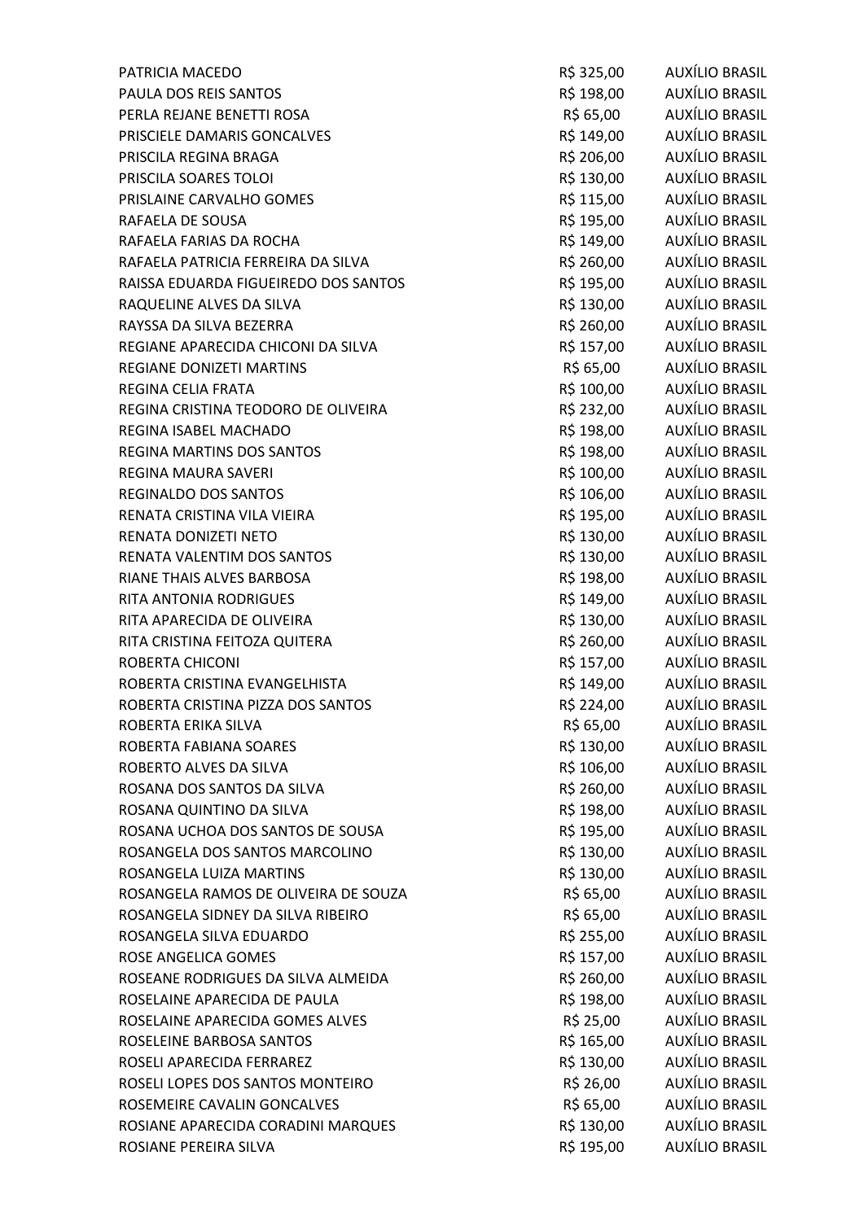| | | |
|---|---|---|
| PATRICIA MACEDO | R$ 325,00 | AUXÍLIO BRASIL |
| PAULA DOS REIS SANTOS | R$ 198,00 | AUXÍLIO BRASIL |
| PERLA REJANE BENETTI ROSA | R$ 65,00 | AUXÍLIO BRASIL |
| PRISCIELE DAMARIS GONCALVES | R$ 149,00 | AUXÍLIO BRASIL |
| PRISCILA REGINA BRAGA | R$ 206,00 | AUXÍLIO BRASIL |
| PRISCILA SOARES TOLOI | R$ 130,00 | AUXÍLIO BRASIL |
| PRISLAINE CARVALHO GOMES | R$ 115,00 | AUXÍLIO BRASIL |
| RAFAELA DE SOUSA | R$ 195,00 | AUXÍLIO BRASIL |
| RAFAELA FARIAS DA ROCHA | R$ 149,00 | AUXÍLIO BRASIL |
| RAFAELA PATRICIA FERREIRA DA SILVA | R$ 260,00 | AUXÍLIO BRASIL |
| RAISSA EDUARDA FIGUEIREDO DOS SANTOS | R$ 195,00 | AUXÍLIO BRASIL |
| RAQUELINE ALVES DA SILVA | R$ 130,00 | AUXÍLIO BRASIL |
| RAYSSA DA SILVA BEZERRA | R$ 260,00 | AUXÍLIO BRASIL |
| REGIANE APARECIDA CHICONI DA SILVA | R$ 157,00 | AUXÍLIO BRASIL |
| REGIANE DONIZETI MARTINS | R$ 65,00 | AUXÍLIO BRASIL |
| REGINA CELIA FRATA | R$ 100,00 | AUXÍLIO BRASIL |
| REGINA CRISTINA TEODORO DE OLIVEIRA | R$ 232,00 | AUXÍLIO BRASIL |
| REGINA ISABEL MACHADO | R$ 198,00 | AUXÍLIO BRASIL |
| REGINA MARTINS DOS SANTOS | R$ 198,00 | AUXÍLIO BRASIL |
| REGINA MAURA SAVERI | R$ 100,00 | AUXÍLIO BRASIL |
| REGINALDO DOS SANTOS | R$ 106,00 | AUXÍLIO BRASIL |
| RENATA CRISTINA VILA VIEIRA | R$ 195,00 | AUXÍLIO BRASIL |
| RENATA DONIZETI NETO | R$ 130,00 | AUXÍLIO BRASIL |
| RENATA VALENTIM DOS SANTOS | R$ 130,00 | AUXÍLIO BRASIL |
| RIANE THAIS ALVES BARBOSA | R$ 198,00 | AUXÍLIO BRASIL |
| RITA ANTONIA RODRIGUES | R$ 149,00 | AUXÍLIO BRASIL |
| RITA APARECIDA DE OLIVEIRA | R$ 130,00 | AUXÍLIO BRASIL |
| RITA CRISTINA FEITOZA QUITERA | R$ 260,00 | AUXÍLIO BRASIL |
| ROBERTA CHICONI | R$ 157,00 | AUXÍLIO BRASIL |
| ROBERTA CRISTINA EVANGELHISTA | R$ 149,00 | AUXÍLIO BRASIL |
| ROBERTA CRISTINA PIZZA DOS SANTOS | R$ 224,00 | AUXÍLIO BRASIL |
| ROBERTA ERIKA SILVA | R$ 65,00 | AUXÍLIO BRASIL |
| ROBERTA FABIANA SOARES | R$ 130,00 | AUXÍLIO BRASIL |
| ROBERTO ALVES DA SILVA | R$ 106,00 | AUXÍLIO BRASIL |
| ROSANA DOS SANTOS DA SILVA | R$ 260,00 | AUXÍLIO BRASIL |
| ROSANA QUINTINO DA SILVA | R$ 198,00 | AUXÍLIO BRASIL |
| ROSANA UCHOA DOS SANTOS DE SOUSA | R$ 195,00 | AUXÍLIO BRASIL |
| ROSANGELA DOS SANTOS MARCOLINO | R$ 130,00 | AUXÍLIO BRASIL |
| ROSANGELA LUIZA MARTINS | R$ 130,00 | AUXÍLIO BRASIL |
| ROSANGELA RAMOS DE OLIVEIRA DE SOUZA | R$ 65,00 | AUXÍLIO BRASIL |
| ROSANGELA SIDNEY DA SILVA RIBEIRO | R$ 65,00 | AUXÍLIO BRASIL |
| ROSANGELA SILVA EDUARDO | R$ 255,00 | AUXÍLIO BRASIL |
| ROSE ANGELICA GOMES | R$ 157,00 | AUXÍLIO BRASIL |
| ROSEANE RODRIGUES DA SILVA ALMEIDA | R$ 260,00 | AUXÍLIO BRASIL |
| ROSELAINE APARECIDA DE PAULA | R$ 198,00 | AUXÍLIO BRASIL |
| ROSELAINE APARECIDA GOMES ALVES | R$ 25,00 | AUXÍLIO BRASIL |
| ROSELEINE BARBOSA SANTOS | R$ 165,00 | AUXÍLIO BRASIL |
| ROSELI APARECIDA FERRAREZ | R$ 130,00 | AUXÍLIO BRASIL |
| ROSELI LOPES DOS SANTOS MONTEIRO | R$ 26,00 | AUXÍLIO BRASIL |
| ROSEMEIRE CAVALIN GONCALVES | R$ 65,00 | AUXÍLIO BRASIL |
| ROSIANE APARECIDA CORADINI MARQUES | R$ 130,00 | AUXÍLIO BRASIL |
| ROSIANE PEREIRA SILVA | R$ 195,00 | AUXÍLIO BRASIL |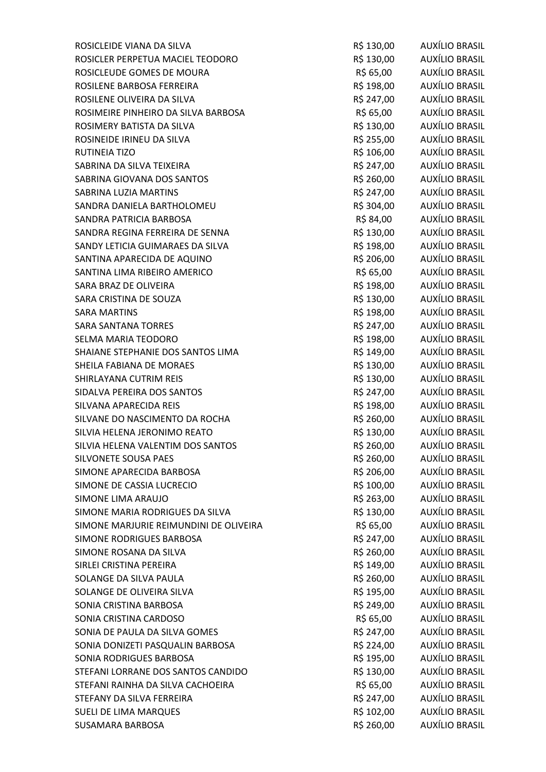| | | |
|---|---|---|
| ROSICLEIDE VIANA DA SILVA | R$ 130,00 | AUXÍLIO BRASIL |
| ROSICLER PERPETUA MACIEL TEODORO | R$ 130,00 | AUXÍLIO BRASIL |
| ROSICLEUDE GOMES DE MOURA | R$ 65,00 | AUXÍLIO BRASIL |
| ROSILENE BARBOSA FERREIRA | R$ 198,00 | AUXÍLIO BRASIL |
| ROSILENE OLIVEIRA DA SILVA | R$ 247,00 | AUXÍLIO BRASIL |
| ROSIMEIRE PINHEIRO DA SILVA BARBOSA | R$ 65,00 | AUXÍLIO BRASIL |
| ROSIMERY BATISTA DA SILVA | R$ 130,00 | AUXÍLIO BRASIL |
| ROSINEIDE IRINEU DA SILVA | R$ 255,00 | AUXÍLIO BRASIL |
| RUTINEIA TIZO | R$ 106,00 | AUXÍLIO BRASIL |
| SABRINA DA SILVA TEIXEIRA | R$ 247,00 | AUXÍLIO BRASIL |
| SABRINA GIOVANA DOS SANTOS | R$ 260,00 | AUXÍLIO BRASIL |
| SABRINA LUZIA MARTINS | R$ 247,00 | AUXÍLIO BRASIL |
| SANDRA DANIELA BARTHOLOMEU | R$ 304,00 | AUXÍLIO BRASIL |
| SANDRA PATRICIA BARBOSA | R$ 84,00 | AUXÍLIO BRASIL |
| SANDRA REGINA FERREIRA DE SENNA | R$ 130,00 | AUXÍLIO BRASIL |
| SANDY LETICIA GUIMARAES DA SILVA | R$ 198,00 | AUXÍLIO BRASIL |
| SANTINA APARECIDA DE AQUINO | R$ 206,00 | AUXÍLIO BRASIL |
| SANTINA LIMA RIBEIRO AMERICO | R$ 65,00 | AUXÍLIO BRASIL |
| SARA BRAZ DE OLIVEIRA | R$ 198,00 | AUXÍLIO BRASIL |
| SARA CRISTINA DE SOUZA | R$ 130,00 | AUXÍLIO BRASIL |
| SARA MARTINS | R$ 198,00 | AUXÍLIO BRASIL |
| SARA SANTANA TORRES | R$ 247,00 | AUXÍLIO BRASIL |
| SELMA MARIA TEODORO | R$ 198,00 | AUXÍLIO BRASIL |
| SHAIANE STEPHANIE DOS SANTOS LIMA | R$ 149,00 | AUXÍLIO BRASIL |
| SHEILA FABIANA DE MORAES | R$ 130,00 | AUXÍLIO BRASIL |
| SHIRLAYANA CUTRIM REIS | R$ 130,00 | AUXÍLIO BRASIL |
| SIDALVA PEREIRA DOS SANTOS | R$ 247,00 | AUXÍLIO BRASIL |
| SILVANA APARECIDA REIS | R$ 198,00 | AUXÍLIO BRASIL |
| SILVANE DO NASCIMENTO DA ROCHA | R$ 260,00 | AUXÍLIO BRASIL |
| SILVIA HELENA JERONIMO REATO | R$ 130,00 | AUXÍLIO BRASIL |
| SILVIA HELENA VALENTIM DOS SANTOS | R$ 260,00 | AUXÍLIO BRASIL |
| SILVONETE SOUSA PAES | R$ 260,00 | AUXÍLIO BRASIL |
| SIMONE APARECIDA BARBOSA | R$ 206,00 | AUXÍLIO BRASIL |
| SIMONE DE CASSIA LUCRECIO | R$ 100,00 | AUXÍLIO BRASIL |
| SIMONE LIMA ARAUJO | R$ 263,00 | AUXÍLIO BRASIL |
| SIMONE MARIA RODRIGUES DA SILVA | R$ 130,00 | AUXÍLIO BRASIL |
| SIMONE MARJURIE REIMUNDINI DE OLIVEIRA | R$ 65,00 | AUXÍLIO BRASIL |
| SIMONE RODRIGUES BARBOSA | R$ 247,00 | AUXÍLIO BRASIL |
| SIMONE ROSANA DA SILVA | R$ 260,00 | AUXÍLIO BRASIL |
| SIRLEI CRISTINA PEREIRA | R$ 149,00 | AUXÍLIO BRASIL |
| SOLANGE DA SILVA PAULA | R$ 260,00 | AUXÍLIO BRASIL |
| SOLANGE DE OLIVEIRA SILVA | R$ 195,00 | AUXÍLIO BRASIL |
| SONIA CRISTINA BARBOSA | R$ 249,00 | AUXÍLIO BRASIL |
| SONIA CRISTINA CARDOSO | R$ 65,00 | AUXÍLIO BRASIL |
| SONIA DE PAULA DA SILVA GOMES | R$ 247,00 | AUXÍLIO BRASIL |
| SONIA DONIZETI PASQUALIN BARBOSA | R$ 224,00 | AUXÍLIO BRASIL |
| SONIA RODRIGUES BARBOSA | R$ 195,00 | AUXÍLIO BRASIL |
| STEFANI LORRANE DOS SANTOS CANDIDO | R$ 130,00 | AUXÍLIO BRASIL |
| STEFANI RAINHA DA SILVA CACHOEIRA | R$ 65,00 | AUXÍLIO BRASIL |
| STEFANY DA SILVA FERREIRA | R$ 247,00 | AUXÍLIO BRASIL |
| SUELI DE LIMA MARQUES | R$ 102,00 | AUXÍLIO BRASIL |
| SUSAMARA BARBOSA | R$ 260,00 | AUXÍLIO BRASIL |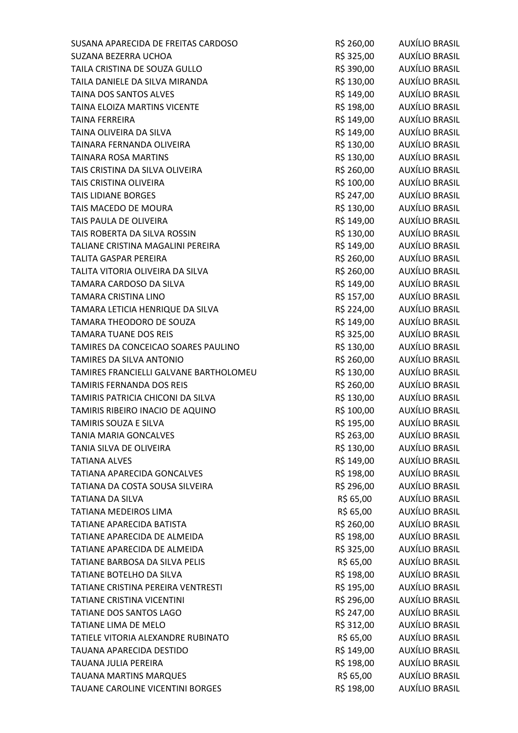| | | |
|---|---|---|
| SUSANA APARECIDA DE FREITAS CARDOSO | R$ 260,00 | AUXÍLIO BRASIL |
| SUZANA BEZERRA UCHOA | R$ 325,00 | AUXÍLIO BRASIL |
| TAILA CRISTINA DE SOUZA GULLO | R$ 390,00 | AUXÍLIO BRASIL |
| TAILA DANIELE DA SILVA MIRANDA | R$ 130,00 | AUXÍLIO BRASIL |
| TAINA DOS SANTOS ALVES | R$ 149,00 | AUXÍLIO BRASIL |
| TAINA ELOIZA MARTINS VICENTE | R$ 198,00 | AUXÍLIO BRASIL |
| TAINA FERREIRA | R$ 149,00 | AUXÍLIO BRASIL |
| TAINA OLIVEIRA DA SILVA | R$ 149,00 | AUXÍLIO BRASIL |
| TAINARA FERNANDA OLIVEIRA | R$ 130,00 | AUXÍLIO BRASIL |
| TAINARA ROSA MARTINS | R$ 130,00 | AUXÍLIO BRASIL |
| TAIS CRISTINA DA SILVA OLIVEIRA | R$ 260,00 | AUXÍLIO BRASIL |
| TAIS CRISTINA OLIVEIRA | R$ 100,00 | AUXÍLIO BRASIL |
| TAIS LIDIANE BORGES | R$ 247,00 | AUXÍLIO BRASIL |
| TAIS MACEDO DE MOURA | R$ 130,00 | AUXÍLIO BRASIL |
| TAIS PAULA DE OLIVEIRA | R$ 149,00 | AUXÍLIO BRASIL |
| TAIS ROBERTA DA SILVA ROSSIN | R$ 130,00 | AUXÍLIO BRASIL |
| TALIANE CRISTINA MAGALINI PEREIRA | R$ 149,00 | AUXÍLIO BRASIL |
| TALITA GASPAR PEREIRA | R$ 260,00 | AUXÍLIO BRASIL |
| TALITA VITORIA OLIVEIRA DA SILVA | R$ 260,00 | AUXÍLIO BRASIL |
| TAMARA CARDOSO DA SILVA | R$ 149,00 | AUXÍLIO BRASIL |
| TAMARA CRISTINA LINO | R$ 157,00 | AUXÍLIO BRASIL |
| TAMARA LETICIA HENRIQUE DA SILVA | R$ 224,00 | AUXÍLIO BRASIL |
| TAMARA THEODORO DE SOUZA | R$ 149,00 | AUXÍLIO BRASIL |
| TAMARA TUANE DOS REIS | R$ 325,00 | AUXÍLIO BRASIL |
| TAMIRES DA CONCEICAO SOARES PAULINO | R$ 130,00 | AUXÍLIO BRASIL |
| TAMIRES DA SILVA ANTONIO | R$ 260,00 | AUXÍLIO BRASIL |
| TAMIRES FRANCIELLI GALVANE BARTHOLOMEU | R$ 130,00 | AUXÍLIO BRASIL |
| TAMIRIS FERNANDA DOS REIS | R$ 260,00 | AUXÍLIO BRASIL |
| TAMIRIS PATRICIA CHICONI DA SILVA | R$ 130,00 | AUXÍLIO BRASIL |
| TAMIRIS RIBEIRO INACIO DE AQUINO | R$ 100,00 | AUXÍLIO BRASIL |
| TAMIRIS SOUZA E SILVA | R$ 195,00 | AUXÍLIO BRASIL |
| TANIA MARIA GONCALVES | R$ 263,00 | AUXÍLIO BRASIL |
| TANIA SILVA DE OLIVEIRA | R$ 130,00 | AUXÍLIO BRASIL |
| TATIANA ALVES | R$ 149,00 | AUXÍLIO BRASIL |
| TATIANA APARECIDA GONCALVES | R$ 198,00 | AUXÍLIO BRASIL |
| TATIANA DA COSTA SOUSA SILVEIRA | R$ 296,00 | AUXÍLIO BRASIL |
| TATIANA DA SILVA | R$ 65,00 | AUXÍLIO BRASIL |
| TATIANA MEDEIROS LIMA | R$ 65,00 | AUXÍLIO BRASIL |
| TATIANE APARECIDA BATISTA | R$ 260,00 | AUXÍLIO BRASIL |
| TATIANE APARECIDA DE ALMEIDA | R$ 198,00 | AUXÍLIO BRASIL |
| TATIANE APARECIDA DE ALMEIDA | R$ 325,00 | AUXÍLIO BRASIL |
| TATIANE BARBOSA DA SILVA PELIS | R$ 65,00 | AUXÍLIO BRASIL |
| TATIANE BOTELHO DA SILVA | R$ 198,00 | AUXÍLIO BRASIL |
| TATIANE CRISTINA PEREIRA VENTRESTI | R$ 195,00 | AUXÍLIO BRASIL |
| TATIANE CRISTINA VICENTINI | R$ 296,00 | AUXÍLIO BRASIL |
| TATIANE DOS SANTOS LAGO | R$ 247,00 | AUXÍLIO BRASIL |
| TATIANE LIMA DE MELO | R$ 312,00 | AUXÍLIO BRASIL |
| TATIELE VITORIA ALEXANDRE RUBINATO | R$ 65,00 | AUXÍLIO BRASIL |
| TAUANA APARECIDA DESTIDO | R$ 149,00 | AUXÍLIO BRASIL |
| TAUANA JULIA PEREIRA | R$ 198,00 | AUXÍLIO BRASIL |
| TAUANA MARTINS MARQUES | R$ 65,00 | AUXÍLIO BRASIL |
| TAUANE CAROLINE VICENTINI BORGES | R$ 198,00 | AUXÍLIO BRASIL |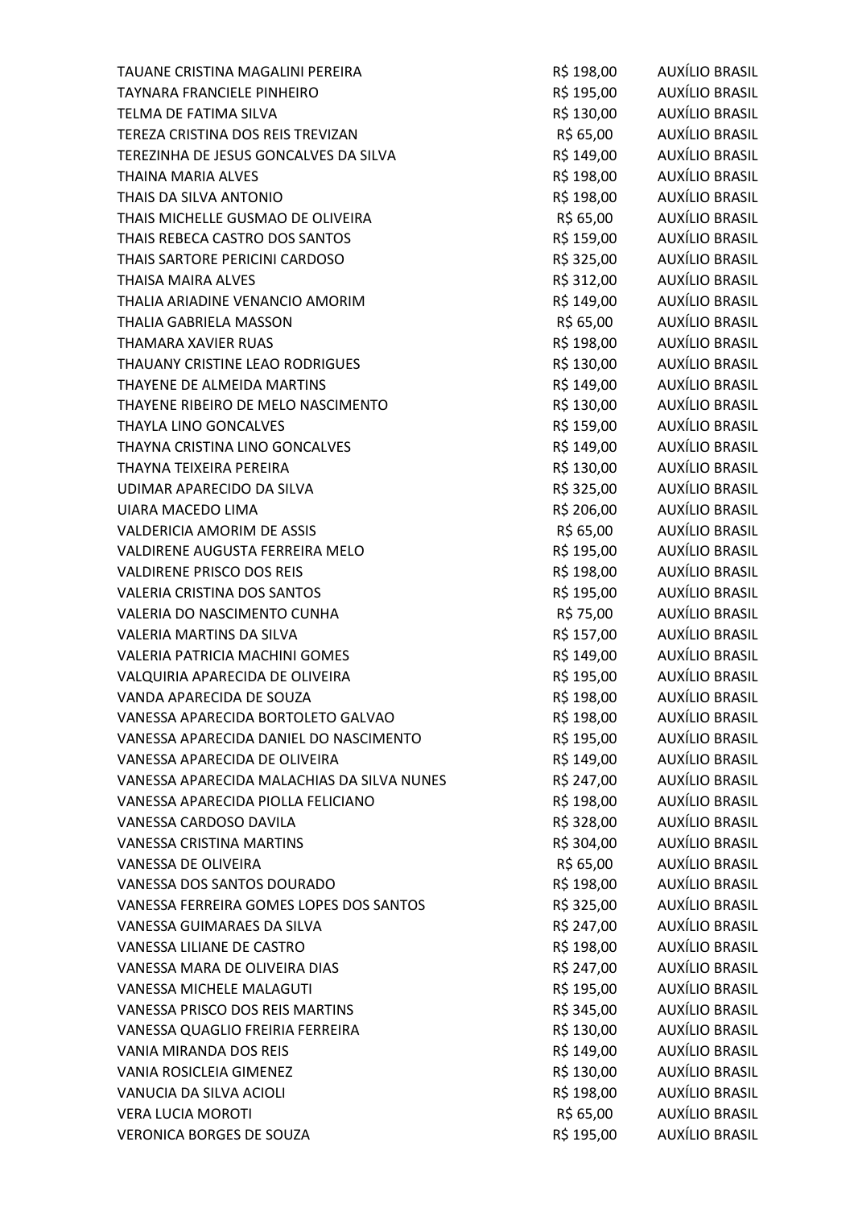| | | |
|---|---|---|
| TAUANE CRISTINA MAGALINI PEREIRA | R$ 198,00 | AUXÍLIO BRASIL |
| TAYNARA FRANCIELE PINHEIRO | R$ 195,00 | AUXÍLIO BRASIL |
| TELMA DE FATIMA SILVA | R$ 130,00 | AUXÍLIO BRASIL |
| TEREZA CRISTINA DOS REIS TREVIZAN | R$ 65,00 | AUXÍLIO BRASIL |
| TEREZINHA DE JESUS GONCALVES DA SILVA | R$ 149,00 | AUXÍLIO BRASIL |
| THAINA MARIA ALVES | R$ 198,00 | AUXÍLIO BRASIL |
| THAIS DA SILVA ANTONIO | R$ 198,00 | AUXÍLIO BRASIL |
| THAIS MICHELLE GUSMAO DE OLIVEIRA | R$ 65,00 | AUXÍLIO BRASIL |
| THAIS REBECA CASTRO DOS SANTOS | R$ 159,00 | AUXÍLIO BRASIL |
| THAIS SARTORE PERICINI CARDOSO | R$ 325,00 | AUXÍLIO BRASIL |
| THAISA MAIRA ALVES | R$ 312,00 | AUXÍLIO BRASIL |
| THALIA ARIADINE VENANCIO AMORIM | R$ 149,00 | AUXÍLIO BRASIL |
| THALIA GABRIELA MASSON | R$ 65,00 | AUXÍLIO BRASIL |
| THAMARA XAVIER RUAS | R$ 198,00 | AUXÍLIO BRASIL |
| THAUANY CRISTINE LEAO RODRIGUES | R$ 130,00 | AUXÍLIO BRASIL |
| THAYENE DE ALMEIDA MARTINS | R$ 149,00 | AUXÍLIO BRASIL |
| THAYENE RIBEIRO DE MELO NASCIMENTO | R$ 130,00 | AUXÍLIO BRASIL |
| THAYLA LINO GONCALVES | R$ 159,00 | AUXÍLIO BRASIL |
| THAYNA CRISTINA LINO GONCALVES | R$ 149,00 | AUXÍLIO BRASIL |
| THAYNA TEIXEIRA PEREIRA | R$ 130,00 | AUXÍLIO BRASIL |
| UDIMAR APARECIDO DA SILVA | R$ 325,00 | AUXÍLIO BRASIL |
| UIARA MACEDO LIMA | R$ 206,00 | AUXÍLIO BRASIL |
| VALDERICIA AMORIM DE ASSIS | R$ 65,00 | AUXÍLIO BRASIL |
| VALDIRENE AUGUSTA FERREIRA MELO | R$ 195,00 | AUXÍLIO BRASIL |
| VALDIRENE PRISCO DOS REIS | R$ 198,00 | AUXÍLIO BRASIL |
| VALERIA CRISTINA DOS SANTOS | R$ 195,00 | AUXÍLIO BRASIL |
| VALERIA DO NASCIMENTO CUNHA | R$ 75,00 | AUXÍLIO BRASIL |
| VALERIA MARTINS DA SILVA | R$ 157,00 | AUXÍLIO BRASIL |
| VALERIA PATRICIA MACHINI GOMES | R$ 149,00 | AUXÍLIO BRASIL |
| VALQUIRIA APARECIDA DE OLIVEIRA | R$ 195,00 | AUXÍLIO BRASIL |
| VANDA APARECIDA DE SOUZA | R$ 198,00 | AUXÍLIO BRASIL |
| VANESSA APARECIDA BORTOLETO GALVAO | R$ 198,00 | AUXÍLIO BRASIL |
| VANESSA APARECIDA DANIEL DO NASCIMENTO | R$ 195,00 | AUXÍLIO BRASIL |
| VANESSA APARECIDA DE OLIVEIRA | R$ 149,00 | AUXÍLIO BRASIL |
| VANESSA APARECIDA MALACHIAS DA SILVA NUNES | R$ 247,00 | AUXÍLIO BRASIL |
| VANESSA APARECIDA PIOLLA FELICIANO | R$ 198,00 | AUXÍLIO BRASIL |
| VANESSA CARDOSO DAVILA | R$ 328,00 | AUXÍLIO BRASIL |
| VANESSA CRISTINA MARTINS | R$ 304,00 | AUXÍLIO BRASIL |
| VANESSA DE OLIVEIRA | R$ 65,00 | AUXÍLIO BRASIL |
| VANESSA DOS SANTOS DOURADO | R$ 198,00 | AUXÍLIO BRASIL |
| VANESSA FERREIRA GOMES LOPES DOS SANTOS | R$ 325,00 | AUXÍLIO BRASIL |
| VANESSA GUIMARAES DA SILVA | R$ 247,00 | AUXÍLIO BRASIL |
| VANESSA LILIANE DE CASTRO | R$ 198,00 | AUXÍLIO BRASIL |
| VANESSA MARA DE OLIVEIRA DIAS | R$ 247,00 | AUXÍLIO BRASIL |
| VANESSA MICHELE MALAGUTI | R$ 195,00 | AUXÍLIO BRASIL |
| VANESSA PRISCO DOS REIS MARTINS | R$ 345,00 | AUXÍLIO BRASIL |
| VANESSA QUAGLIO FREIRIA FERREIRA | R$ 130,00 | AUXÍLIO BRASIL |
| VANIA MIRANDA DOS REIS | R$ 149,00 | AUXÍLIO BRASIL |
| VANIA ROSICLEIA GIMENEZ | R$ 130,00 | AUXÍLIO BRASIL |
| VANUCIA DA SILVA ACIOLI | R$ 198,00 | AUXÍLIO BRASIL |
| VERA LUCIA MOROTI | R$ 65,00 | AUXÍLIO BRASIL |
| VERONICA BORGES DE SOUZA | R$ 195,00 | AUXÍLIO BRASIL |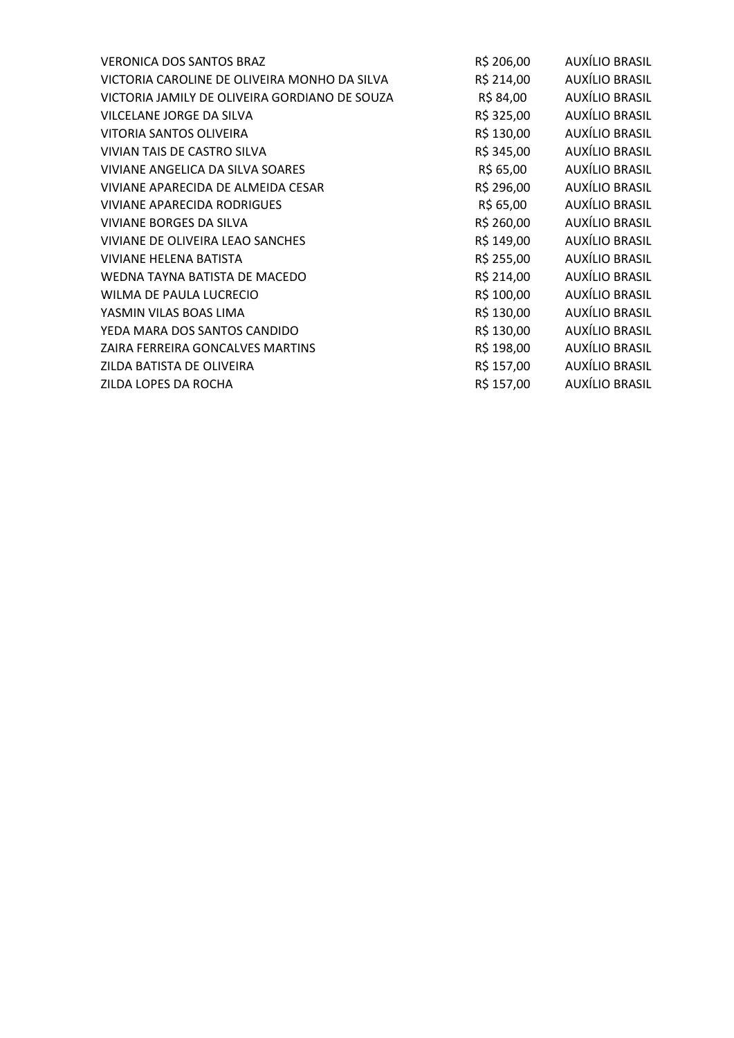| | | |
|---|---|---|
| VERONICA DOS SANTOS BRAZ | R$ 206,00 | AUXÍLIO BRASIL |
| VICTORIA CAROLINE DE OLIVEIRA MONHO DA SILVA | R$ 214,00 | AUXÍLIO BRASIL |
| VICTORIA JAMILY DE OLIVEIRA GORDIANO DE SOUZA | R$ 84,00 | AUXÍLIO BRASIL |
| VILCELANE JORGE DA SILVA | R$ 325,00 | AUXÍLIO BRASIL |
| VITORIA SANTOS OLIVEIRA | R$ 130,00 | AUXÍLIO BRASIL |
| VIVIAN TAIS DE CASTRO SILVA | R$ 345,00 | AUXÍLIO BRASIL |
| VIVIANE ANGELICA DA SILVA SOARES | R$ 65,00 | AUXÍLIO BRASIL |
| VIVIANE APARECIDA DE ALMEIDA CESAR | R$ 296,00 | AUXÍLIO BRASIL |
| VIVIANE APARECIDA RODRIGUES | R$ 65,00 | AUXÍLIO BRASIL |
| VIVIANE BORGES DA SILVA | R$ 260,00 | AUXÍLIO BRASIL |
| VIVIANE DE OLIVEIRA LEAO SANCHES | R$ 149,00 | AUXÍLIO BRASIL |
| VIVIANE HELENA BATISTA | R$ 255,00 | AUXÍLIO BRASIL |
| WEDNA TAYNA BATISTA DE MACEDO | R$ 214,00 | AUXÍLIO BRASIL |
| WILMA DE PAULA LUCRECIO | R$ 100,00 | AUXÍLIO BRASIL |
| YASMIN VILAS BOAS LIMA | R$ 130,00 | AUXÍLIO BRASIL |
| YEDA MARA DOS SANTOS CANDIDO | R$ 130,00 | AUXÍLIO BRASIL |
| ZAIRA FERREIRA GONCALVES MARTINS | R$ 198,00 | AUXÍLIO BRASIL |
| ZILDA BATISTA DE OLIVEIRA | R$ 157,00 | AUXÍLIO BRASIL |
| ZILDA LOPES DA ROCHA | R$ 157,00 | AUXÍLIO BRASIL |